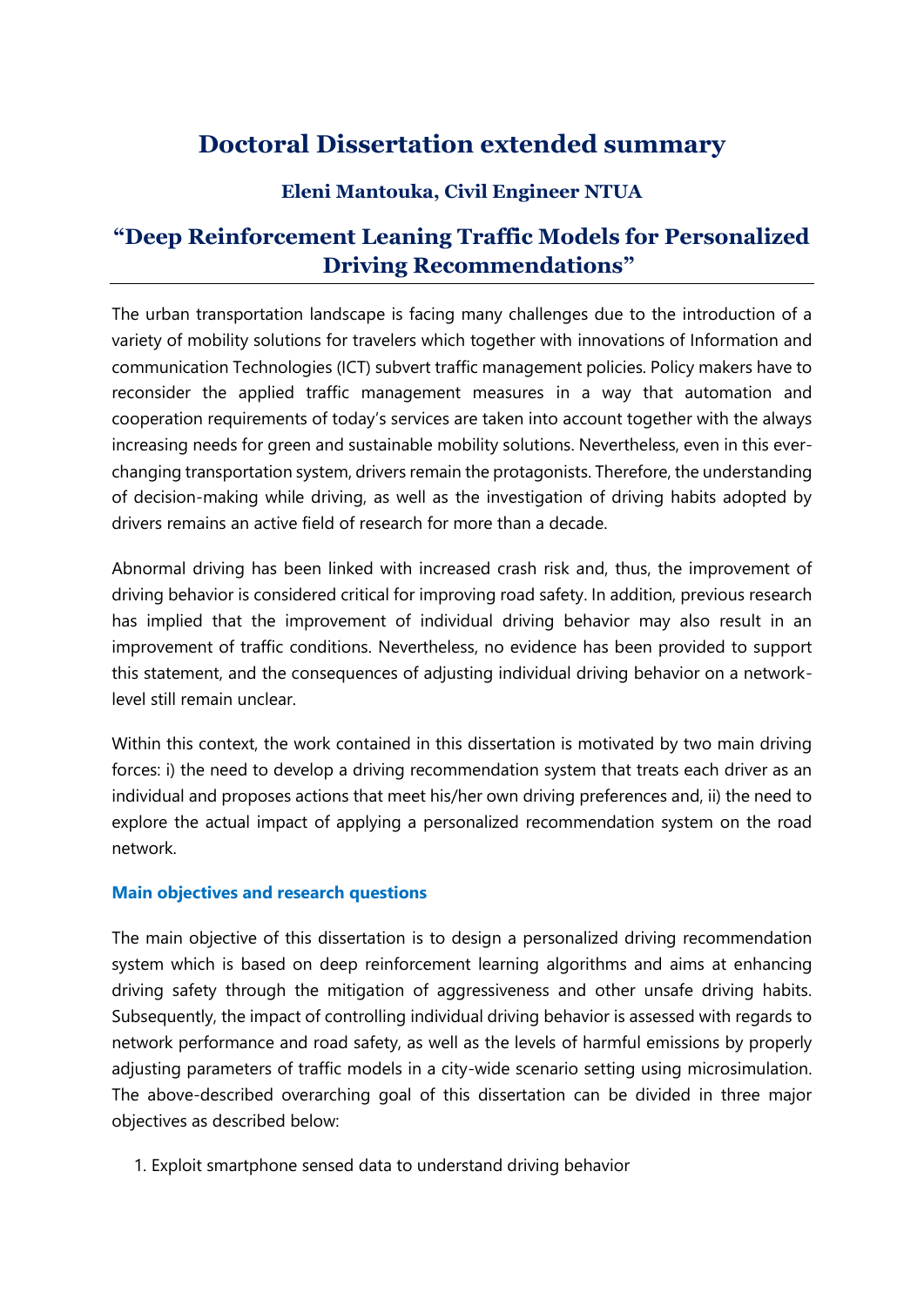# Doctoral Dissertation extended summary

### Eleni Mantouka, Civil Engineer NTUA

## "Deep Reinforcement Leaning Traffic Models for Personalized Driving Recommendations"

The urban transportation landscape is facing many challenges due to the introduction of a variety of mobility solutions for travelers which together with innovations of Information and communication Technologies (ICT) subvert traffic management policies. Policy makers have to reconsider the applied traffic management measures in a way that automation and cooperation requirements of today's services are taken into account together with the always increasing needs for green and sustainable mobility solutions. Nevertheless, even in this ever-changing transportation system, drivers remain the protagonists. Therefore, the understanding of decision-making while driving, as well as the investigation of driving habits adopted by drivers remains an active field of research for more than a decade.

Abnormal driving has been linked with increased crash risk and, thus, the improvement of driving behavior is considered critical for improving road safety. In addition, previous research has implied that the improvement of individual driving behavior may also result in an improvement of traffic conditions. Nevertheless, no evidence has been provided to support this statement, and the consequences of adjusting individual driving behavior on a network-level still remain unclear.

Within this context, the work contained in this dissertation is motivated by two main driving forces: i) the need to develop a driving recommendation system that treats each driver as an individual and proposes actions that meet his/her own driving preferences and, ii) the need to explore the actual impact of applying a personalized recommendation system on the road network.

**Main objectives and research questions**

The main objective of this dissertation is to design a personalized driving recommendation system which is based on deep reinforcement learning algorithms and aims at enhancing driving safety through the mitigation of aggressiveness and other unsafe driving habits. Subsequently, the impact of controlling individual driving behavior is assessed with regards to network performance and road safety, as well as the levels of harmful emissions by properly adjusting parameters of traffic models in a city-wide scenario setting using microsimulation. The above-described overarching goal of this dissertation can be divided in three major objectives as described below:

1. Exploit smartphone sensed data to understand driving behavior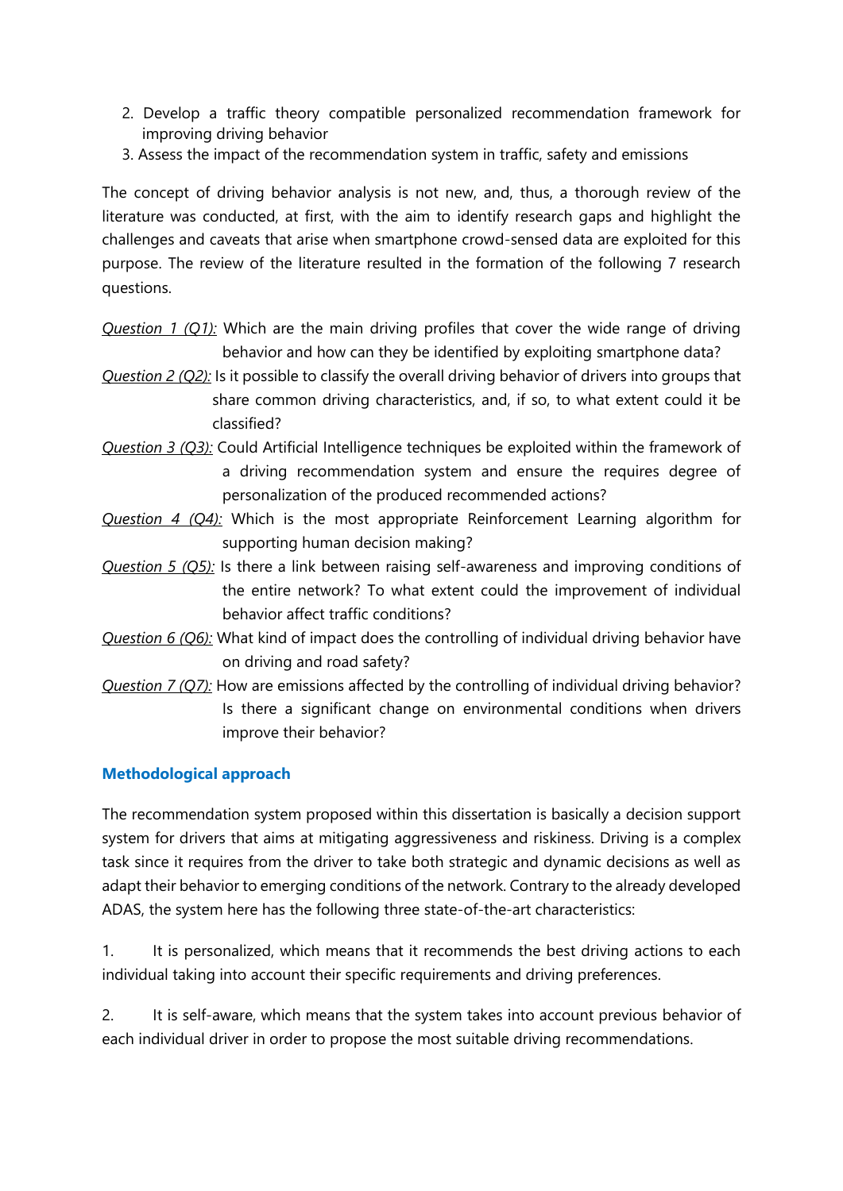2. Develop a traffic theory compatible personalized recommendation framework for improving driving behavior
3. Assess the impact of the recommendation system in traffic, safety and emissions

The concept of driving behavior analysis is not new, and, thus, a thorough review of the literature was conducted, at first, with the aim to identify research gaps and highlight the challenges and caveats that arise when smartphone crowd-sensed data are exploited for this purpose. The review of the literature resulted in the formation of the following 7 research questions.

*Question 1 (Q1):* Which are the main driving profiles that cover the wide range of driving behavior and how can they be identified by exploiting smartphone data?

*Question 2 (Q2):* Is it possible to classify the overall driving behavior of drivers into groups that share common driving characteristics, and, if so, to what extent could it be classified?

*Question 3 (Q3):* Could Artificial Intelligence techniques be exploited within the framework of a driving recommendation system and ensure the requires degree of personalization of the produced recommended actions?

*Question 4 (Q4):* Which is the most appropriate Reinforcement Learning algorithm for supporting human decision making?

*Question 5 (Q5):* Is there a link between raising self-awareness and improving conditions of the entire network? To what extent could the improvement of individual behavior affect traffic conditions?

*Question 6 (Q6):* What kind of impact does the controlling of individual driving behavior have on driving and road safety?

*Question 7 (Q7):* How are emissions affected by the controlling of individual driving behavior? Is there a significant change on environmental conditions when drivers improve their behavior?

## Methodological approach

The recommendation system proposed within this dissertation is basically a decision support system for drivers that aims at mitigating aggressiveness and riskiness. Driving is a complex task since it requires from the driver to take both strategic and dynamic decisions as well as adapt their behavior to emerging conditions of the network. Contrary to the already developed ADAS, the system here has the following three state-of-the-art characteristics:

1. It is personalized, which means that it recommends the best driving actions to each individual taking into account their specific requirements and driving preferences.

2. It is self-aware, which means that the system takes into account previous behavior of each individual driver in order to propose the most suitable driving recommendations.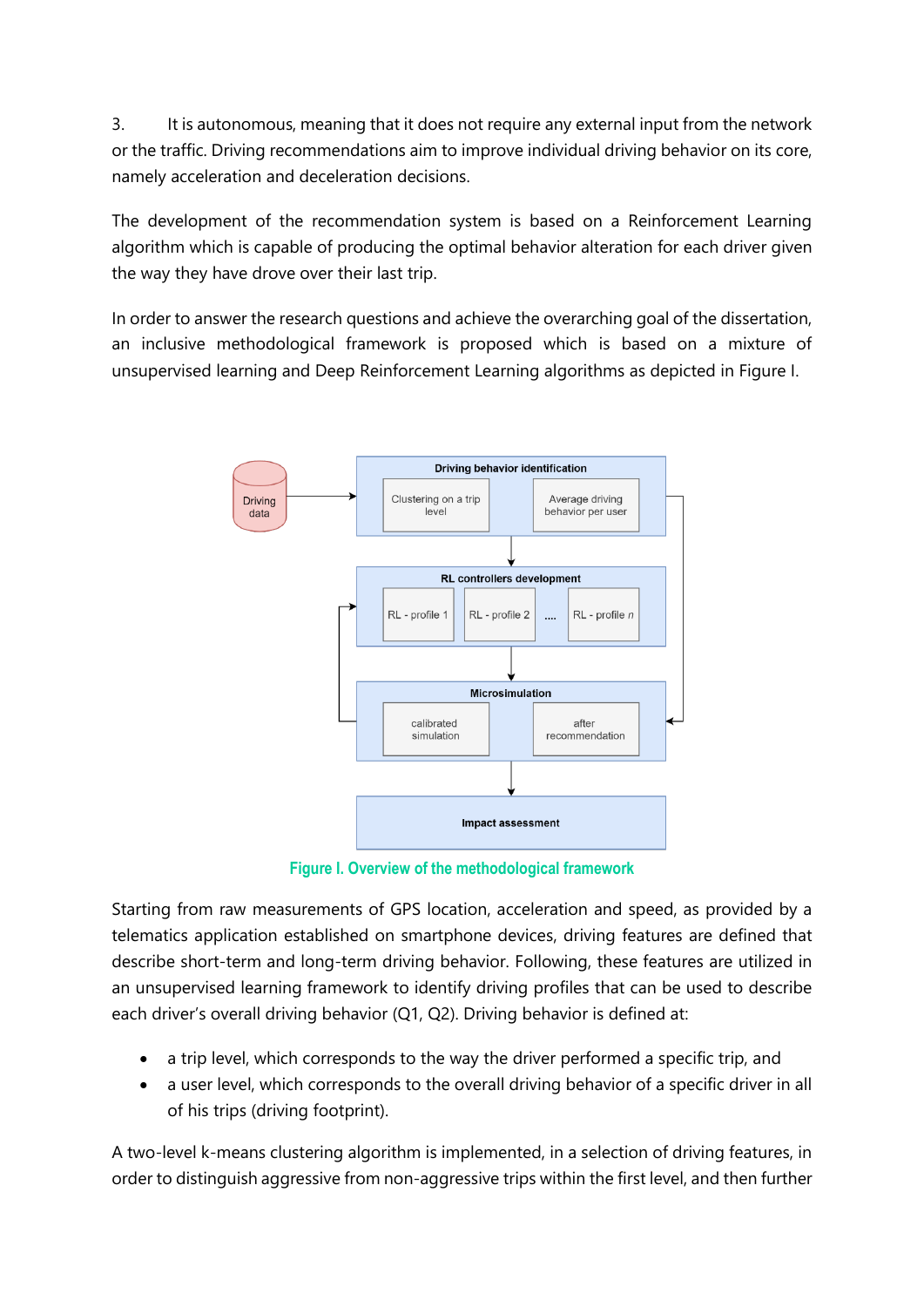3. It is autonomous, meaning that it does not require any external input from the network or the traffic. Driving recommendations aim to improve individual driving behavior on its core, namely acceleration and deceleration decisions.

The development of the recommendation system is based on a Reinforcement Learning algorithm which is capable of producing the optimal behavior alteration for each driver given the way they have drove over their last trip.

In order to answer the research questions and achieve the overarching goal of the dissertation, an inclusive methodological framework is proposed which is based on a mixture of unsupervised learning and Deep Reinforcement Learning algorithms as depicted in Figure I.

Figure I. Overview of the methodological framework

Starting from raw measurements of GPS location, acceleration and speed, as provided by a telematics application established on smartphone devices, driving features are defined that describe short-term and long-term driving behavior. Following, these features are utilized in an unsupervised learning framework to identify driving profiles that can be used to describe each driver's overall driving behavior (Q1, Q2). Driving behavior is defined at:

- a trip level, which corresponds to the way the driver performed a specific trip, and
- a user level, which corresponds to the overall driving behavior of a specific driver in all of his trips (driving footprint).

A two-level k-means clustering algorithm is implemented, in a selection of driving features, in order to distinguish aggressive from non-aggressive trips within the first level, and then further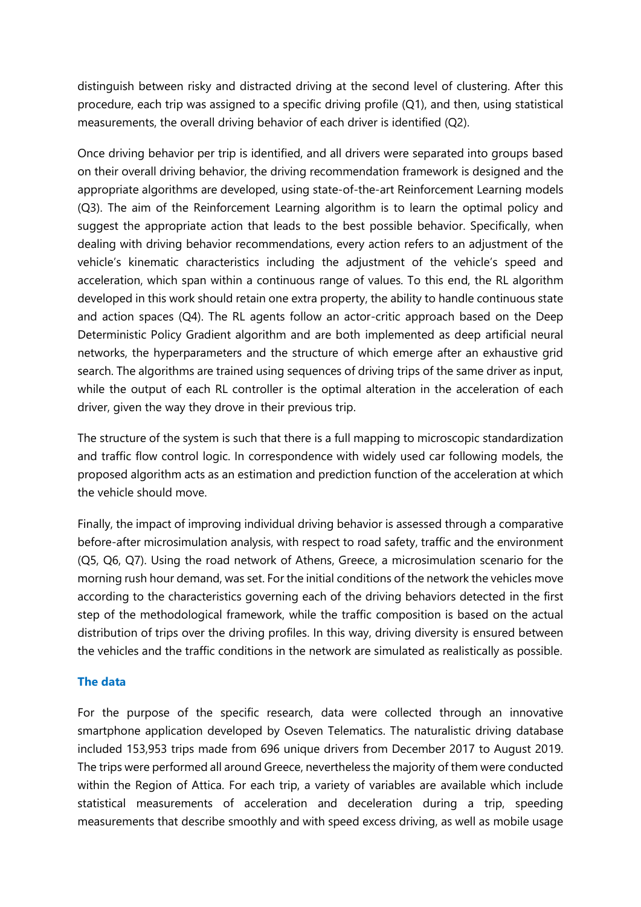distinguish between risky and distracted driving at the second level of clustering. After this procedure, each trip was assigned to a specific driving profile (Q1), and then, using statistical measurements, the overall driving behavior of each driver is identified (Q2).

Once driving behavior per trip is identified, and all drivers were separated into groups based on their overall driving behavior, the driving recommendation framework is designed and the appropriate algorithms are developed, using state-of-the-art Reinforcement Learning models (Q3). The aim of the Reinforcement Learning algorithm is to learn the optimal policy and suggest the appropriate action that leads to the best possible behavior. Specifically, when dealing with driving behavior recommendations, every action refers to an adjustment of the vehicle's kinematic characteristics including the adjustment of the vehicle's speed and acceleration, which span within a continuous range of values. To this end, the RL algorithm developed in this work should retain one extra property, the ability to handle continuous state and action spaces (Q4). The RL agents follow an actor-critic approach based on the Deep Deterministic Policy Gradient algorithm and are both implemented as deep artificial neural networks, the hyperparameters and the structure of which emerge after an exhaustive grid search. The algorithms are trained using sequences of driving trips of the same driver as input, while the output of each RL controller is the optimal alteration in the acceleration of each driver, given the way they drove in their previous trip.

The structure of the system is such that there is a full mapping to microscopic standardization and traffic flow control logic. In correspondence with widely used car following models, the proposed algorithm acts as an estimation and prediction function of the acceleration at which the vehicle should move.

Finally, the impact of improving individual driving behavior is assessed through a comparative before-after microsimulation analysis, with respect to road safety, traffic and the environment (Q5, Q6, Q7). Using the road network of Athens, Greece, a microsimulation scenario for the morning rush hour demand, was set. For the initial conditions of the network the vehicles move according to the characteristics governing each of the driving behaviors detected in the first step of the methodological framework, while the traffic composition is based on the actual distribution of trips over the driving profiles. In this way, driving diversity is ensured between the vehicles and the traffic conditions in the network are simulated as realistically as possible.

## The data

For the purpose of the specific research, data were collected through an innovative smartphone application developed by Oseven Telematics. The naturalistic driving database included 153,953 trips made from 696 unique drivers from December 2017 to August 2019. The trips were performed all around Greece, nevertheless the majority of them were conducted within the Region of Attica. For each trip, a variety of variables are available which include statistical measurements of acceleration and deceleration during a trip, speeding measurements that describe smoothly and with speed excess driving, as well as mobile usage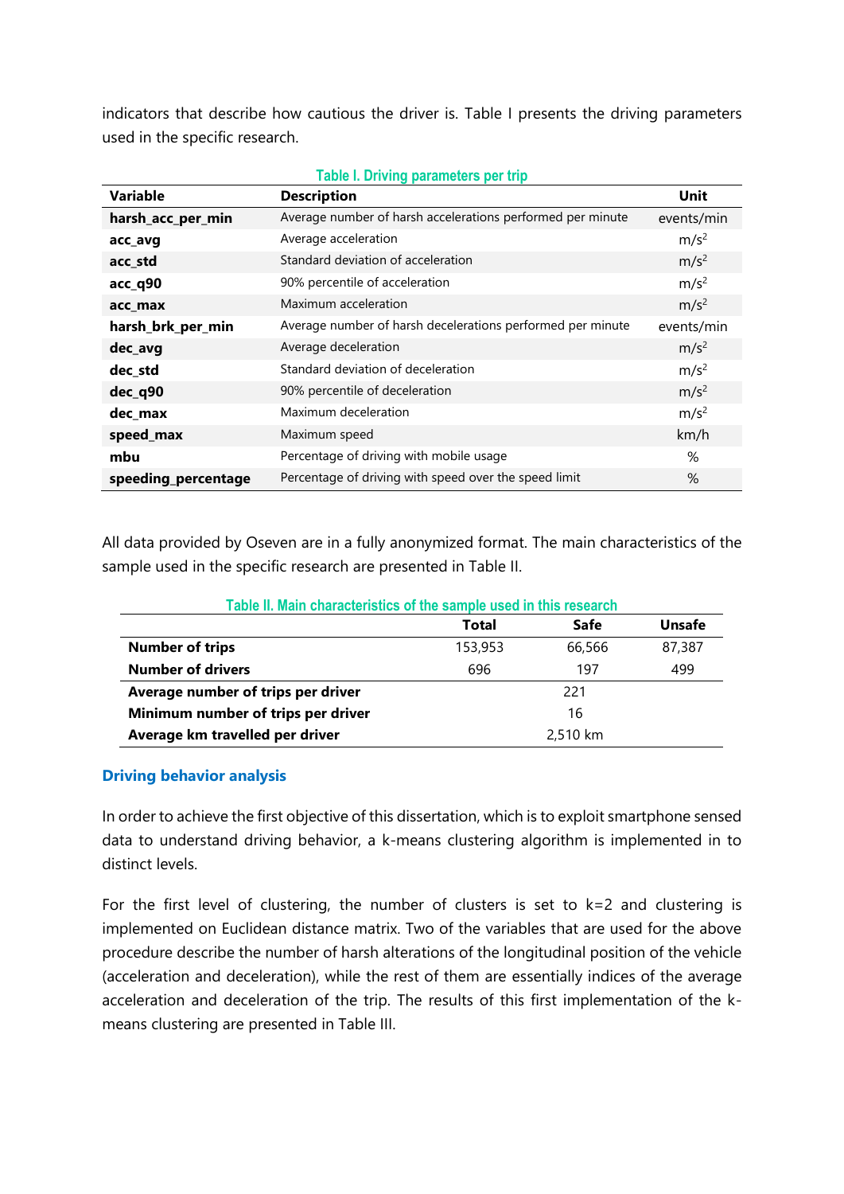indicators that describe how cautious the driver is. Table I presents the driving parameters used in the specific research.

**Table I. Driving parameters per trip**

| Variable | Description | Unit |
|---|---|---|
| **harsh_acc_per_min** | Average number of harsh accelerations performed per minute | events/min |
| **acc_avg** | Average acceleration | $m/s^2$ |
| **acc_std** | Standard deviation of acceleration | $m/s^2$ |
| **acc_q90** | 90% percentile of acceleration | $m/s^2$ |
| **acc_max** | Maximum acceleration | $m/s^2$ |
| **harsh_brk_per_min** | Average number of harsh decelerations performed per minute | events/min |
| **dec_avg** | Average deceleration | $m/s^2$ |
| **dec_std** | Standard deviation of deceleration | $m/s^2$ |
| **dec_q90** | 90% percentile of deceleration | $m/s^2$ |
| **dec_max** | Maximum deceleration | $m/s^2$ |
| **speed_max** | Maximum speed | km/h |
| **mbu** | Percentage of driving with mobile usage | % |
| **speeding_percentage** | Percentage of driving with speed over the speed limit | % |

All data provided by Oseven are in a fully anonymized format. The main characteristics of the sample used in the specific research are presented in Table II.

**Table II. Main characteristics of the sample used in this research**

| | Total | Safe | Unsafe |
|---|---|---|---|
| **Number of trips** | 153,953 | 66,566 | 87,387 |
| **Number of drivers** | 696 | 197 | 499 |
| **Average number of trips per driver** | | 221 | |
| **Minimum number of trips per driver** | | 16 | |
| **Average km travelled per driver** | | 2,510 km | |

### Driving behavior analysis

In order to achieve the first objective of this dissertation, which is to exploit smartphone sensed data to understand driving behavior, a k-means clustering algorithm is implemented in to distinct levels.

For the first level of clustering, the number of clusters is set to k=2 and clustering is implemented on Euclidean distance matrix. Two of the variables that are used for the above procedure describe the number of harsh alterations of the longitudinal position of the vehicle (acceleration and deceleration), while the rest of them are essentially indices of the average acceleration and deceleration of the trip. The results of this first implementation of the k-means clustering are presented in Table III.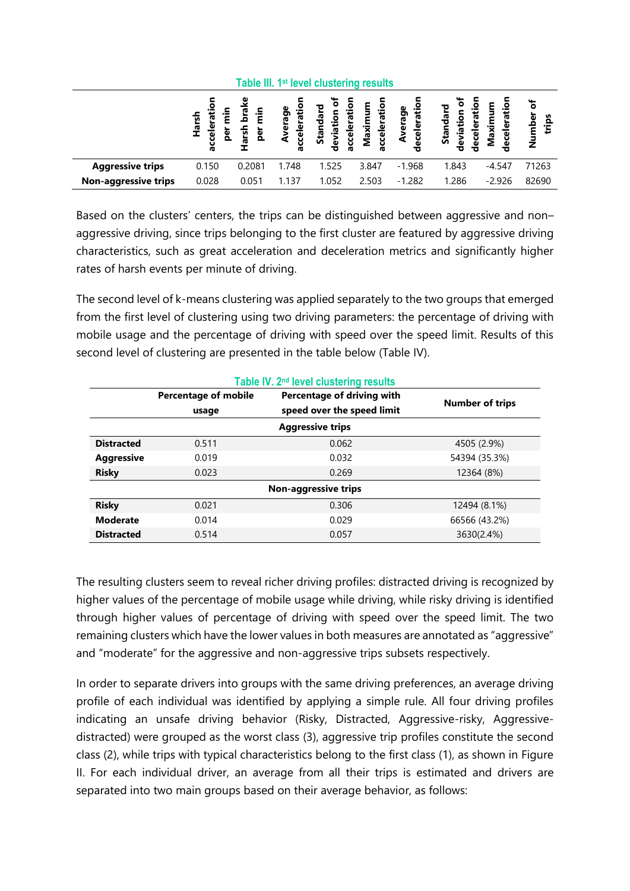Table III. 1[st] level clustering results

| | Harsh acceleration per min | Harsh brake per min | Average acceleration | Standard deviation of acceleration | Maximum acceleration | Average deceleration | Standard deviation of deceleration | Maximum deceleration | Number of trips |
|---|---|---|---|---|---|---|---|---|---|
| **Aggressive trips** | 0.150 | 0.2081 | 1.748 | 1.525 | 3.847 | -1.968 | 1.843 | -4.547 | 71263 |
| **Non-aggressive trips** | 0.028 | 0.051 | 1.137 | 1.052 | 2.503 | -1.282 | 1.286 | -2.926 | 82690 |

Based on the clusters' centers, the trips can be distinguished between aggressive and non–aggressive driving, since trips belonging to the first cluster are featured by aggressive driving characteristics, such as great acceleration and deceleration metrics and significantly higher rates of harsh events per minute of driving.

The second level of k-means clustering was applied separately to the two groups that emerged from the first level of clustering using two driving parameters: the percentage of driving with mobile usage and the percentage of driving with speed over the speed limit. Results of this second level of clustering are presented in the table below (Table IV).

Table IV. 2[nd] level clustering results

| | Percentage of mobile usage | Percentage of driving with speed over the speed limit | Number of trips |
|---|---|---|---|
| | | **Aggressive trips** | |
| **Distracted** | 0.511 | 0.062 | 4505 (2.9%) |
| **Aggressive** | 0.019 | 0.032 | 54394 (35.3%) |
| **Risky** | 0.023 | 0.269 | 12364 (8%) |
| | | **Non-aggressive trips** | |
| **Risky** | 0.021 | 0.306 | 12494 (8.1%) |
| **Moderate** | 0.014 | 0.029 | 66566 (43.2%) |
| **Distracted** | 0.514 | 0.057 | 3630(2.4%) |

The resulting clusters seem to reveal richer driving profiles: distracted driving is recognized by higher values of the percentage of mobile usage while driving, while risky driving is identified through higher values of percentage of driving with speed over the speed limit. The two remaining clusters which have the lower values in both measures are annotated as "aggressive" and "moderate" for the aggressive and non-aggressive trips subsets respectively.

In order to separate drivers into groups with the same driving preferences, an average driving profile of each individual was identified by applying a simple rule. All four driving profiles indicating an unsafe driving behavior (Risky, Distracted, Aggressive-risky, Aggressive-distracted) were grouped as the worst class (3), aggressive trip profiles constitute the second class (2), while trips with typical characteristics belong to the first class (1), as shown in Figure II. For each individual driver, an average from all their trips is estimated and drivers are separated into two main groups based on their average behavior, as follows: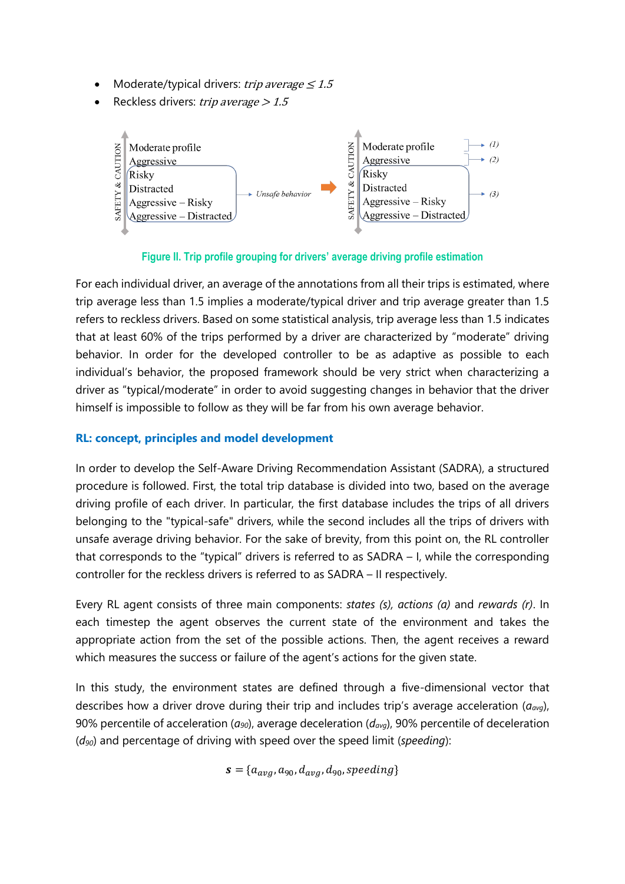- Moderate/typical drivers: *trip average ≤ 1.5*
- Reckless drivers: *trip average > 1.5*

Figure II. Trip profile grouping for drivers' average driving profile estimation

For each individual driver, an average of the annotations from all their trips is estimated, where trip average less than 1.5 implies a moderate/typical driver and trip average greater than 1.5 refers to reckless drivers. Based on some statistical analysis, trip average less than 1.5 indicates that at least 60% of the trips performed by a driver are characterized by "moderate" driving behavior. In order for the developed controller to be as adaptive as possible to each individual's behavior, the proposed framework should be very strict when characterizing a driver as "typical/moderate" in order to avoid suggesting changes in behavior that the driver himself is impossible to follow as they will be far from his own average behavior.

## RL: concept, principles and model development

In order to develop the Self-Aware Driving Recommendation Assistant (SADRA), a structured procedure is followed. First, the total trip database is divided into two, based on the average driving profile of each driver. In particular, the first database includes the trips of all drivers belonging to the "typical-safe" drivers, while the second includes all the trips of drivers with unsafe average driving behavior. For the sake of brevity, from this point on, the RL controller that corresponds to the "typical" drivers is referred to as SADRA – I, while the corresponding controller for the reckless drivers is referred to as SADRA – II respectively.

Every RL agent consists of three main components: *states (s), actions (a)* and *rewards (r)*. In each timestep the agent observes the current state of the environment and takes the appropriate action from the set of the possible actions. Then, the agent receives a reward which measures the success or failure of the agent's actions for the given state.

In this study, the environment states are defined through a five-dimensional vector that describes how a driver drove during their trip and includes trip's average acceleration ($a_{avg}$), 90% percentile of acceleration ($a_{90}$), average deceleration ($d_{avg}$), 90% percentile of deceleration ($d_{90}$) and percentage of driving with speed over the speed limit (*speeding*):

$$\boldsymbol{s} = \{a_{avg}, a_{90}, d_{avg}, d_{90}, speeding\}$$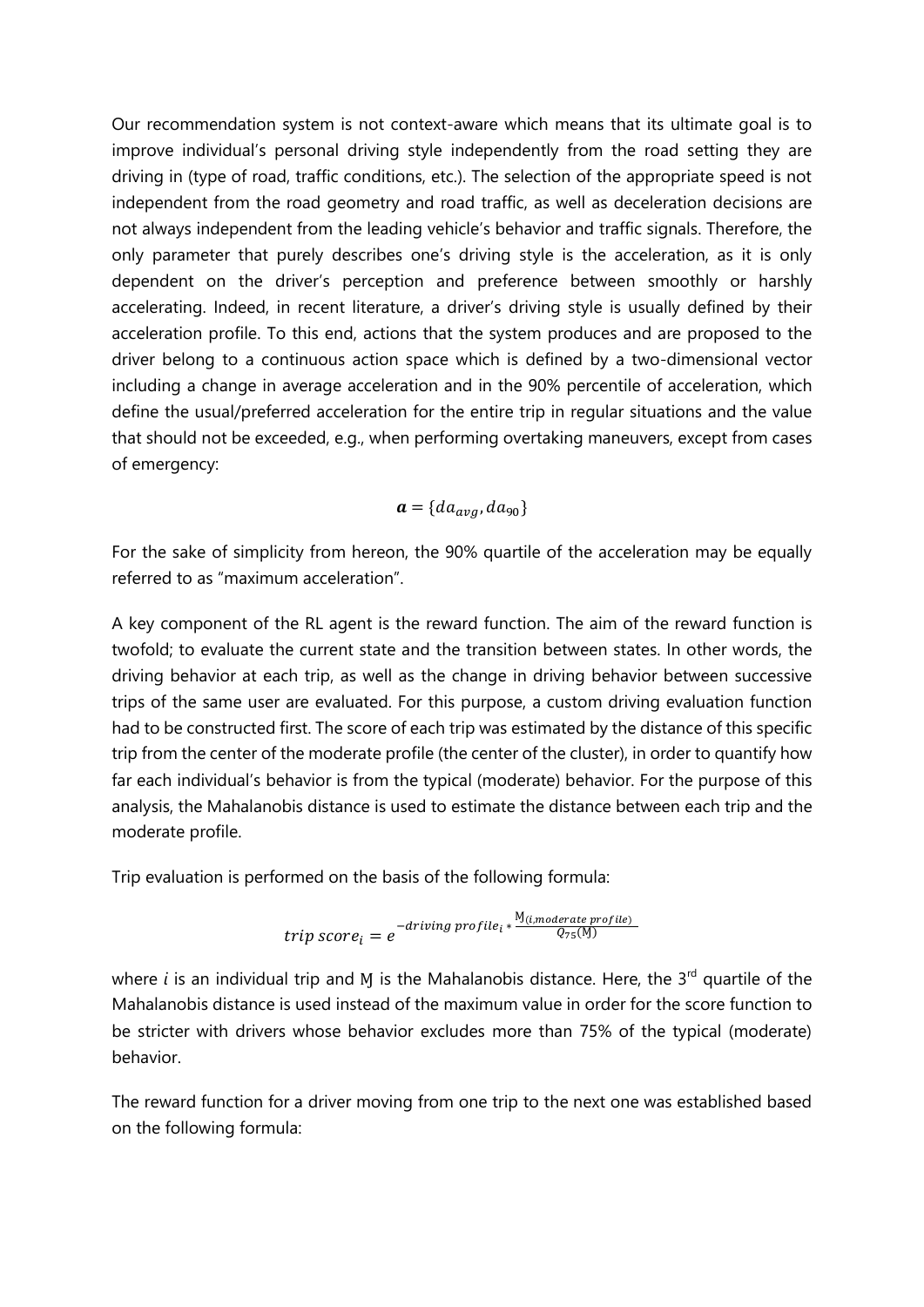Our recommendation system is not context-aware which means that its ultimate goal is to improve individual's personal driving style independently from the road setting they are driving in (type of road, traffic conditions, etc.). The selection of the appropriate speed is not independent from the road geometry and road traffic, as well as deceleration decisions are not always independent from the leading vehicle's behavior and traffic signals. Therefore, the only parameter that purely describes one's driving style is the acceleration, as it is only dependent on the driver's perception and preference between smoothly or harshly accelerating. Indeed, in recent literature, a driver's driving style is usually defined by their acceleration profile. To this end, actions that the system produces and are proposed to the driver belong to a continuous action space which is defined by a two-dimensional vector including a change in average acceleration and in the 90% percentile of acceleration, which define the usual/preferred acceleration for the entire trip in regular situations and the value that should not be exceeded, e.g., when performing overtaking maneuvers, except from cases of emergency:

$$\boldsymbol{a} = \{da_{avg}, da_{90}\}$$

For the sake of simplicity from hereon, the 90% quartile of the acceleration may be equally referred to as "maximum acceleration".

A key component of the RL agent is the reward function. The aim of the reward function is twofold; to evaluate the current state and the transition between states. In other words, the driving behavior at each trip, as well as the change in driving behavior between successive trips of the same user are evaluated. For this purpose, a custom driving evaluation function had to be constructed first. The score of each trip was estimated by the distance of this specific trip from the center of the moderate profile (the center of the cluster), in order to quantify how far each individual's behavior is from the typical (moderate) behavior. For the purpose of this analysis, the Mahalanobis distance is used to estimate the distance between each trip and the moderate profile.

Trip evaluation is performed on the basis of the following formula:

$$trip\ score_i = e^{-driving\ profile_i * \frac{M_{(i,moderate\ profile)}}{Q_{75}(M)}}$$

where $i$ is an individual trip and $M$ is the Mahalanobis distance. Here, the 3rd quartile of the Mahalanobis distance is used instead of the maximum value in order for the score function to be stricter with drivers whose behavior excludes more than 75% of the typical (moderate) behavior.

The reward function for a driver moving from one trip to the next one was established based on the following formula: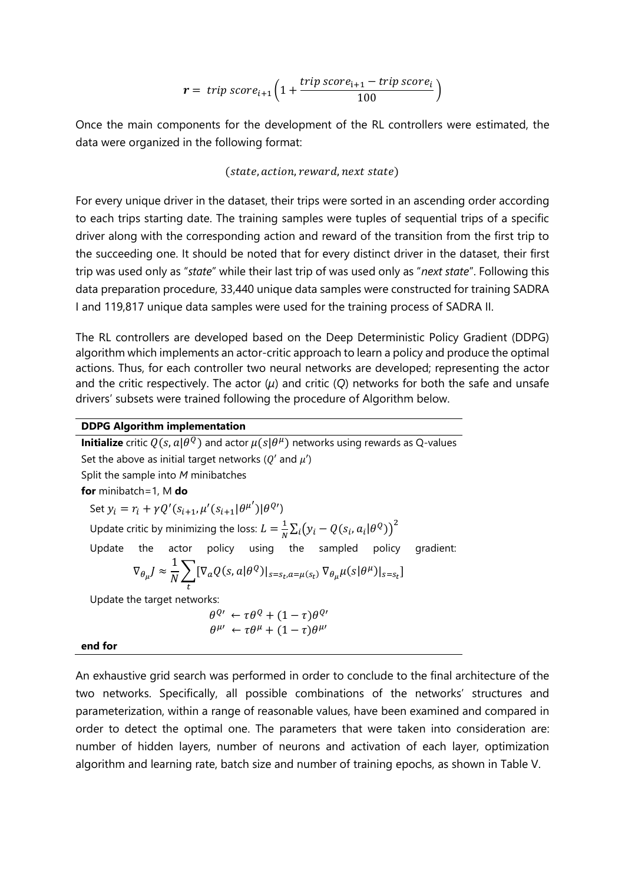$$\boldsymbol{r} = \ trip\ score_{i+1}\left(1 + \frac{trip\ score_{i+1} - trip\ score_{i}}{100}\right)$$

Once the main components for the development of the RL controllers were estimated, the data were organized in the following format:

$$(state, action, reward, next\ state)$$

For every unique driver in the dataset, their trips were sorted in an ascending order according to each trips starting date. The training samples were tuples of sequential trips of a specific driver along with the corresponding action and reward of the transition from the first trip to the succeeding one. It should be noted that for every distinct driver in the dataset, their first trip was used only as "*state*" while their last trip of was used only as "*next state*". Following this data preparation procedure, 33,440 unique data samples were constructed for training SADRA I and 119,817 unique data samples were used for the training process of SADRA II.

The RL controllers are developed based on the Deep Deterministic Policy Gradient (DDPG) algorithm which implements an actor-critic approach to learn a policy and produce the optimal actions. Thus, for each controller two neural networks are developed; representing the actor and the critic respectively. The actor ($\mu$) and critic ($Q$) networks for both the safe and unsafe drivers' subsets were trained following the procedure of Algorithm below.

**DDPG Algorithm implementation**

**Initialize** critic $Q(s, a|\theta^{Q})$ and actor $\mu(s|\theta^{\mu})$ networks using rewards as Q-values

Set the above as initial target networks ($Q'$ and $\mu'$)

Split the sample into *M* minibatches

**for** minibatch=1, M **do**

Set $y_i = r_i + \gamma Q'(s_{i+1}, \mu'(s_{i+1}|\theta^{\mu'})|\theta^{Q'})$

Update critic by minimizing the loss: $L = \frac{1}{N}\sum_i \left(y_i - Q(s_i, a_i|\theta^{Q})\right)^2$

Update the actor policy using the sampled policy gradient:

$$\nabla_{\theta_\mu} J \approx \frac{1}{N}\sum_t [\nabla_a Q(s, a|\theta^{Q})|_{s=s_t, a=\mu(s_t)} \nabla_{\theta_\mu}\mu(s|\theta^{\mu})|_{s=s_t}]$$

Update the target networks:

$$\theta^{Q'} \leftarrow \tau\theta^{Q} + (1-\tau)\theta^{Q'}$$
$$\theta^{\mu'} \leftarrow \tau\theta^{\mu} + (1-\tau)\theta^{\mu'}$$

**end for**

An exhaustive grid search was performed in order to conclude to the final architecture of the two networks. Specifically, all possible combinations of the networks' structures and parameterization, within a range of reasonable values, have been examined and compared in order to detect the optimal one. The parameters that were taken into consideration are: number of hidden layers, number of neurons and activation of each layer, optimization algorithm and learning rate, batch size and number of training epochs, as shown in Table V.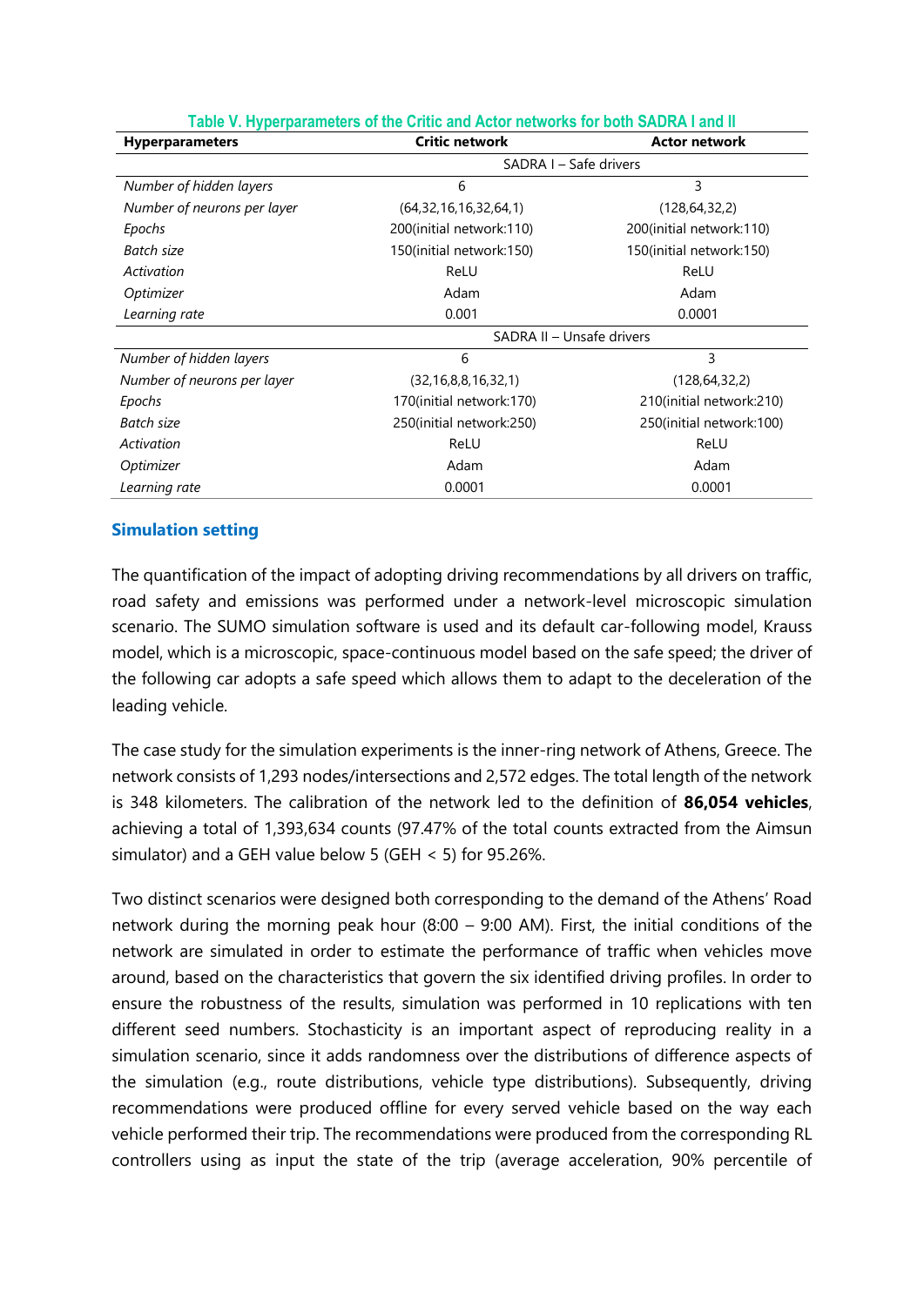**Table V. Hyperparameters of the Critic and Actor networks for both SADRA I and II**

| Hyperparameters | Critic network | Actor network |
|---|---|---|
| | SADRA I – Safe drivers | |
| *Number of hidden layers* | 6 | 3 |
| *Number of neurons per layer* | (64,32,16,16,32,64,1) | (128,64,32,2) |
| *Epochs* | 200(initial network:110) | 200(initial network:110) |
| *Batch size* | 150(initial network:150) | 150(initial network:150) |
| *Activation* | ReLU | ReLU |
| *Optimizer* | Adam | Adam |
| *Learning rate* | 0.001 | 0.0001 |
| | SADRA II – Unsafe drivers | |
| *Number of hidden layers* | 6 | 3 |
| *Number of neurons per layer* | (32,16,8,8,16,32,1) | (128,64,32,2) |
| *Epochs* | 170(initial network:170) | 210(initial network:210) |
| *Batch size* | 250(initial network:250) | 250(initial network:100) |
| *Activation* | ReLU | ReLU |
| *Optimizer* | Adam | Adam |
| *Learning rate* | 0.0001 | 0.0001 |

## Simulation setting

The quantification of the impact of adopting driving recommendations by all drivers on traffic, road safety and emissions was performed under a network-level microscopic simulation scenario. The SUMO simulation software is used and its default car-following model, Krauss model, which is a microscopic, space-continuous model based on the safe speed; the driver of the following car adopts a safe speed which allows them to adapt to the deceleration of the leading vehicle.

The case study for the simulation experiments is the inner-ring network of Athens, Greece. The network consists of 1,293 nodes/intersections and 2,572 edges. The total length of the network is 348 kilometers. The calibration of the network led to the definition of **86,054 vehicles**, achieving a total of 1,393,634 counts (97.47% of the total counts extracted from the Aimsun simulator) and a GEH value below 5 (GEH < 5) for 95.26%.

Two distinct scenarios were designed both corresponding to the demand of the Athens' Road network during the morning peak hour (8:00 – 9:00 AM). First, the initial conditions of the network are simulated in order to estimate the performance of traffic when vehicles move around, based on the characteristics that govern the six identified driving profiles. In order to ensure the robustness of the results, simulation was performed in 10 replications with ten different seed numbers. Stochasticity is an important aspect of reproducing reality in a simulation scenario, since it adds randomness over the distributions of difference aspects of the simulation (e.g., route distributions, vehicle type distributions). Subsequently, driving recommendations were produced offline for every served vehicle based on the way each vehicle performed their trip. The recommendations were produced from the corresponding RL controllers using as input the state of the trip (average acceleration, 90% percentile of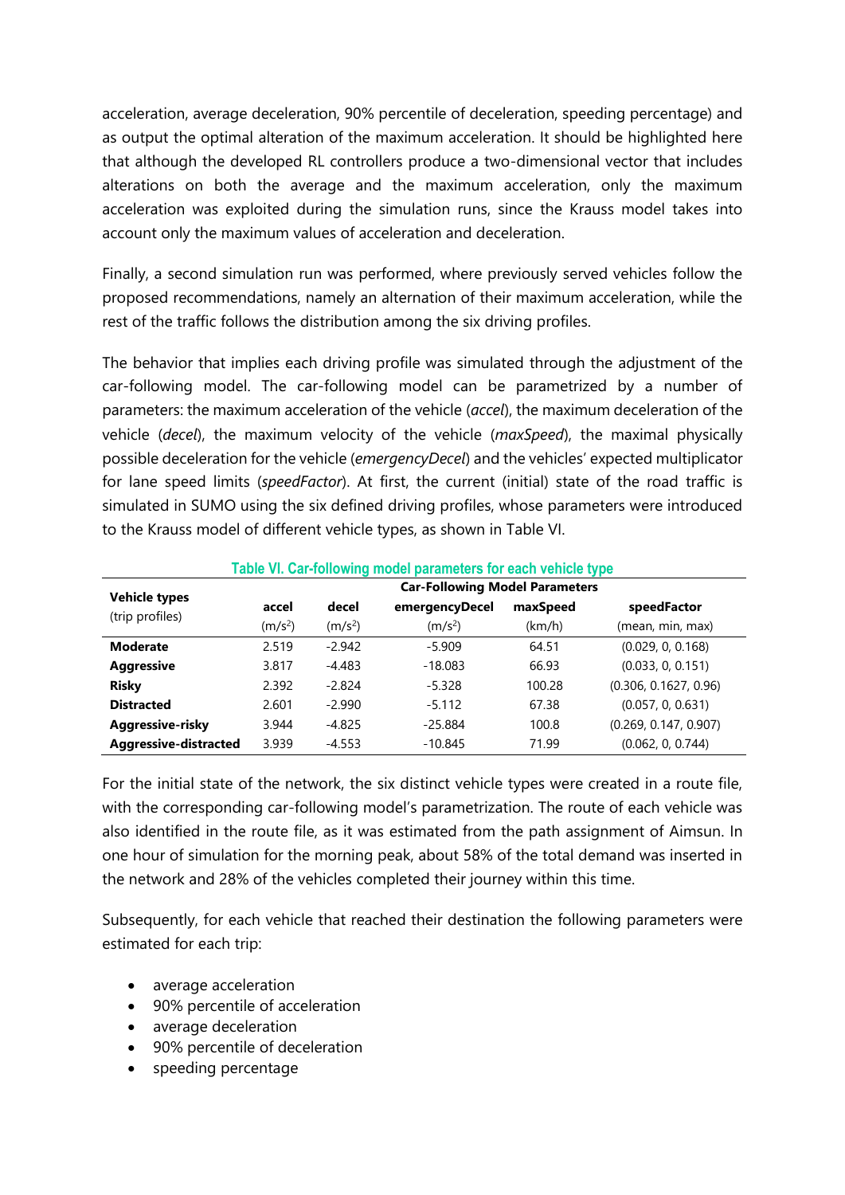acceleration, average deceleration, 90% percentile of deceleration, speeding percentage) and as output the optimal alteration of the maximum acceleration. It should be highlighted here that although the developed RL controllers produce a two-dimensional vector that includes alterations on both the average and the maximum acceleration, only the maximum acceleration was exploited during the simulation runs, since the Krauss model takes into account only the maximum values of acceleration and deceleration.

Finally, a second simulation run was performed, where previously served vehicles follow the proposed recommendations, namely an alternation of their maximum acceleration, while the rest of the traffic follows the distribution among the six driving profiles.

The behavior that implies each driving profile was simulated through the adjustment of the car-following model. The car-following model can be parametrized by a number of parameters: the maximum acceleration of the vehicle (*accel*), the maximum deceleration of the vehicle (*decel*), the maximum velocity of the vehicle (*maxSpeed*), the maximal physically possible deceleration for the vehicle (*emergencyDecel*) and the vehicles' expected multiplicator for lane speed limits (*speedFactor*). At first, the current (initial) state of the road traffic is simulated in SUMO using the six defined driving profiles, whose parameters were introduced to the Krauss model of different vehicle types, as shown in Table VI.

**Table VI. Car-following model parameters for each vehicle type**

| Vehicle types (trip profiles) | Car-Following Model Parameters | | | | |
|---|---|---|---|---|---|
| | accel ($m/s^2$) | decel ($m/s^2$) | emergencyDecel ($m/s^2$) | maxSpeed (km/h) | speedFactor (mean, min, max) |
| **Moderate** | 2.519 | -2.942 | -5.909 | 64.51 | (0.029, 0, 0.168) |
| **Aggressive** | 3.817 | -4.483 | -18.083 | 66.93 | (0.033, 0, 0.151) |
| **Risky** | 2.392 | -2.824 | -5.328 | 100.28 | (0.306, 0.1627, 0.96) |
| **Distracted** | 2.601 | -2.990 | -5.112 | 67.38 | (0.057, 0, 0.631) |
| **Aggressive-risky** | 3.944 | -4.825 | -25.884 | 100.8 | (0.269, 0.147, 0.907) |
| **Aggressive-distracted** | 3.939 | -4.553 | -10.845 | 71.99 | (0.062, 0, 0.744) |

For the initial state of the network, the six distinct vehicle types were created in a route file, with the corresponding car-following model's parametrization. The route of each vehicle was also identified in the route file, as it was estimated from the path assignment of Aimsun. In one hour of simulation for the morning peak, about 58% of the total demand was inserted in the network and 28% of the vehicles completed their journey within this time.

Subsequently, for each vehicle that reached their destination the following parameters were estimated for each trip:

- average acceleration
- 90% percentile of acceleration
- average deceleration
- 90% percentile of deceleration
- speeding percentage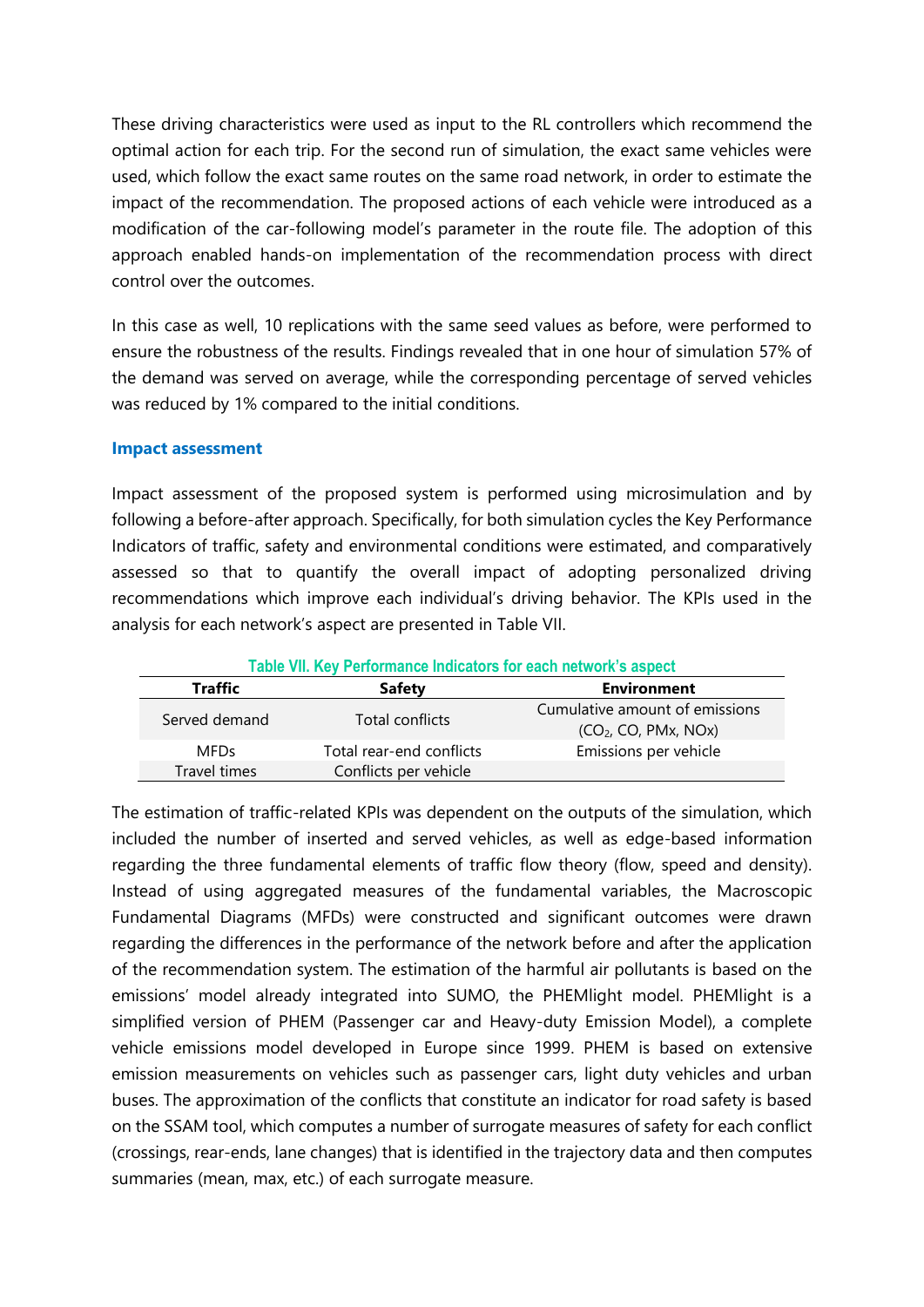These driving characteristics were used as input to the RL controllers which recommend the optimal action for each trip. For the second run of simulation, the exact same vehicles were used, which follow the exact same routes on the same road network, in order to estimate the impact of the recommendation. The proposed actions of each vehicle were introduced as a modification of the car-following model's parameter in the route file. The adoption of this approach enabled hands-on implementation of the recommendation process with direct control over the outcomes.

In this case as well, 10 replications with the same seed values as before, were performed to ensure the robustness of the results. Findings revealed that in one hour of simulation 57% of the demand was served on average, while the corresponding percentage of served vehicles was reduced by 1% compared to the initial conditions.

### Impact assessment

Impact assessment of the proposed system is performed using microsimulation and by following a before-after approach. Specifically, for both simulation cycles the Key Performance Indicators of traffic, safety and environmental conditions were estimated, and comparatively assessed so that to quantify the overall impact of adopting personalized driving recommendations which improve each individual's driving behavior. The KPIs used in the analysis for each network's aspect are presented in Table VII.

**Table VII. Key Performance Indicators for each network's aspect**

| Traffic | Safety | Environment |
|---|---|---|
| Served demand | Total conflicts | Cumulative amount of emissions ($CO_2$, CO, PMx, NOx) |
| MFDs | Total rear-end conflicts | Emissions per vehicle |
| Travel times | Conflicts per vehicle | |

The estimation of traffic-related KPIs was dependent on the outputs of the simulation, which included the number of inserted and served vehicles, as well as edge-based information regarding the three fundamental elements of traffic flow theory (flow, speed and density). Instead of using aggregated measures of the fundamental variables, the Macroscopic Fundamental Diagrams (MFDs) were constructed and significant outcomes were drawn regarding the differences in the performance of the network before and after the application of the recommendation system. The estimation of the harmful air pollutants is based on the emissions' model already integrated into SUMO, the PHEMlight model. PHEMlight is a simplified version of PHEM (Passenger car and Heavy-duty Emission Model), a complete vehicle emissions model developed in Europe since 1999. PHEM is based on extensive emission measurements on vehicles such as passenger cars, light duty vehicles and urban buses. The approximation of the conflicts that constitute an indicator for road safety is based on the SSAM tool, which computes a number of surrogate measures of safety for each conflict (crossings, rear-ends, lane changes) that is identified in the trajectory data and then computes summaries (mean, max, etc.) of each surrogate measure.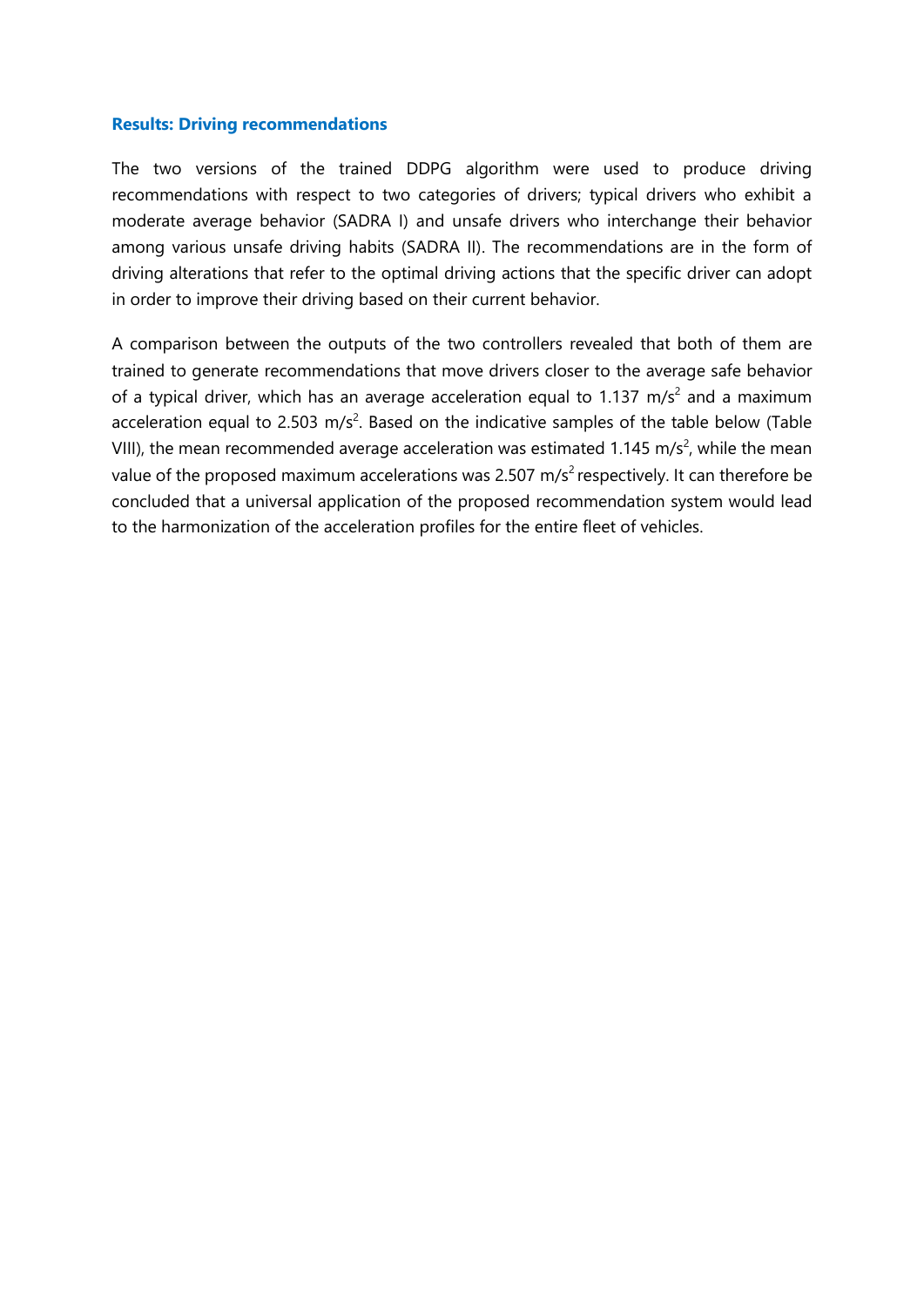### Results: Driving recommendations

The two versions of the trained DDPG algorithm were used to produce driving recommendations with respect to two categories of drivers; typical drivers who exhibit a moderate average behavior (SADRA I) and unsafe drivers who interchange their behavior among various unsafe driving habits (SADRA II). The recommendations are in the form of driving alterations that refer to the optimal driving actions that the specific driver can adopt in order to improve their driving based on their current behavior.

A comparison between the outputs of the two controllers revealed that both of them are trained to generate recommendations that move drivers closer to the average safe behavior of a typical driver, which has an average acceleration equal to 1.137 $m/s^2$ and a maximum acceleration equal to 2.503 $m/s^2$. Based on the indicative samples of the table below (Table VIII), the mean recommended average acceleration was estimated 1.145 $m/s^2$, while the mean value of the proposed maximum accelerations was 2.507 $m/s^2$ respectively. It can therefore be concluded that a universal application of the proposed recommendation system would lead to the harmonization of the acceleration profiles for the entire fleet of vehicles.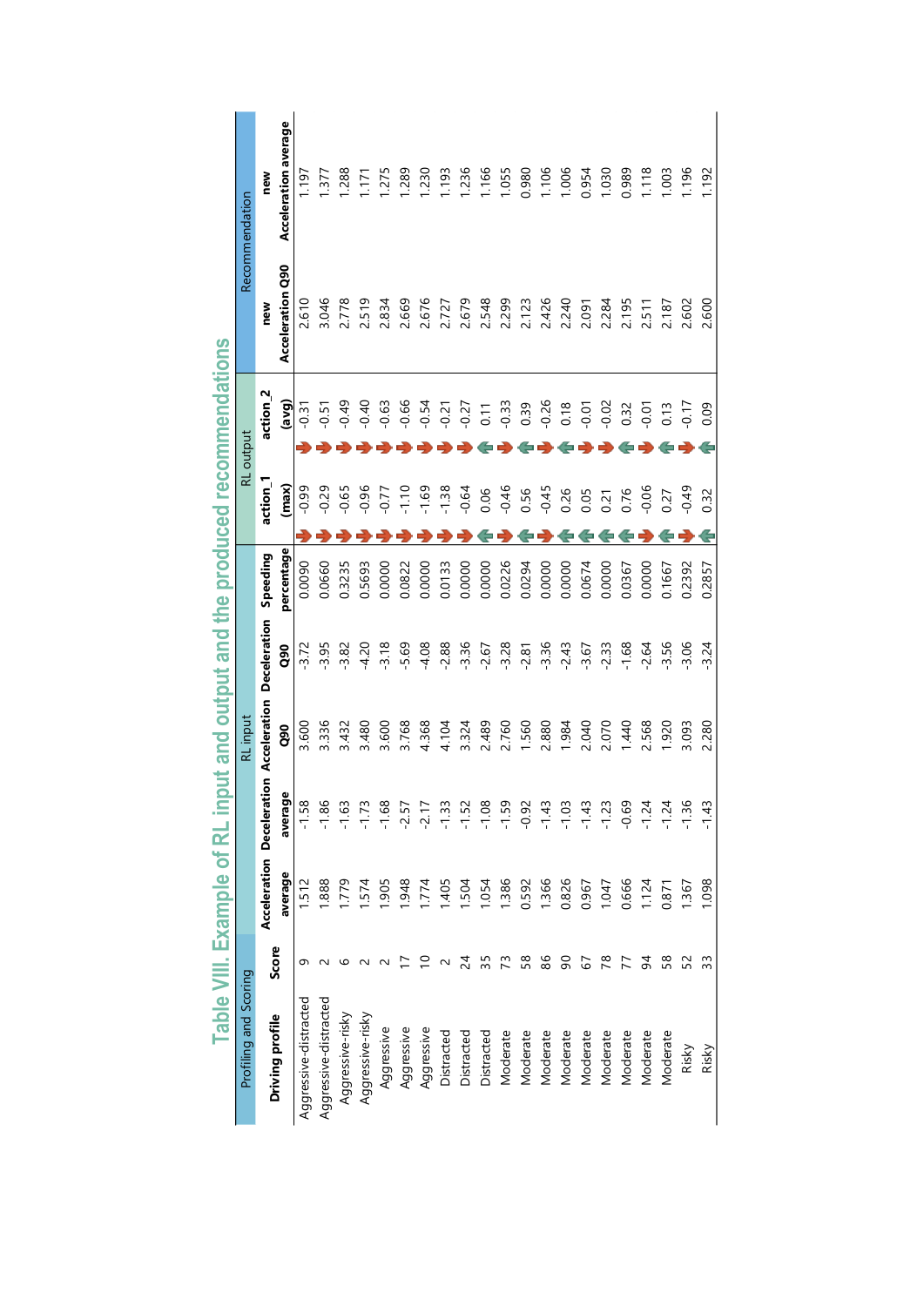# Table VIII. Example of RL input and output and the produced recommendations

| Profiling and Scoring | | RL input | | | | | RL output | | Recommendation | |
|---|---|---|---|---|---|---|---|---|---|---|
| Driving profile | Score | Acceleration average | Deceleration average | Acceleration Q90 | Deceleration Q90 | Speeding percentage | action_1 (max) | action_2 (avg) | new Acceleration Q90 | new Acceleration average |
| Aggressive-distracted | 9 | 1.512 | -1.58 | 3.600 | -3.72 | 0.0090 | -0.99 | -0.31 | 2.610 | 1.197 |
| Aggressive-distracted | 2 | 1.888 | -1.86 | 3.336 | -3.95 | 0.0660 | -0.29 | -0.51 | 3.046 | 1.377 |
| Aggressive-risky | 6 | 1.779 | -1.63 | 3.432 | -3.82 | 0.3235 | -0.65 | -0.49 | 2.778 | 1.288 |
| Aggressive-risky | 2 | 1.574 | -1.73 | 3.480 | -4.20 | 0.5693 | -0.96 | -0.40 | 2.519 | 1.171 |
| Aggressive | 2 | 1.905 | -1.68 | 3.600 | -3.18 | 0.0000 | -0.77 | -0.63 | 2.834 | 1.275 |
| Aggressive | 17 | 1.948 | -2.57 | 3.768 | -5.69 | 0.0822 | -1.10 | -0.66 | 2.669 | 1.289 |
| Aggressive | 10 | 1.774 | -2.17 | 4.368 | -4.08 | 0.0000 | -1.69 | -0.54 | 2.676 | 1.230 |
| Distracted | 2 | 1.405 | -1.33 | 4.104 | -2.88 | 0.0133 | -1.38 | -0.21 | 2.727 | 1.193 |
| Distracted | 24 | 1.504 | -1.52 | 3.324 | -3.36 | 0.0000 | -0.64 | -0.27 | 2.679 | 1.236 |
| Distracted | 35 | 1.054 | -1.08 | 2.489 | -2.67 | 0.0000 | 0.06 | 0.11 | 2.548 | 1.166 |
| Moderate | 73 | 1.386 | -1.59 | 2.760 | -3.28 | 0.0226 | -0.46 | -0.33 | 2.299 | 1.055 |
| Moderate | 58 | 0.592 | -0.92 | 1.560 | -2.81 | 0.0294 | 0.56 | 0.39 | 2.123 | 0.980 |
| Moderate | 86 | 1.366 | -1.43 | 2.880 | -3.36 | 0.0000 | -0.45 | -0.26 | 2.426 | 1.106 |
| Moderate | 90 | 0.826 | -1.03 | 1.984 | -2.43 | 0.0000 | 0.26 | 0.18 | 2.240 | 1.006 |
| Moderate | 67 | 0.967 | -1.43 | 2.040 | -3.67 | 0.0674 | 0.05 | -0.01 | 2.091 | 0.954 |
| Moderate | 78 | 1.047 | -1.23 | 2.070 | -2.33 | 0.0000 | 0.21 | -0.02 | 2.284 | 1.030 |
| Moderate | 77 | 0.666 | -0.69 | 1.440 | -1.68 | 0.0367 | 0.76 | 0.32 | 2.195 | 0.989 |
| Moderate | 94 | 1.124 | -1.24 | 2.568 | -2.64 | 0.0000 | -0.06 | -0.01 | 2.511 | 1.118 |
| Moderate | 58 | 0.871 | -1.24 | 1.920 | -3.56 | 0.1667 | 0.27 | 0.13 | 2.187 | 1.003 |
| Risky | 52 | 1.367 | -1.36 | 3.093 | -3.06 | 0.2392 | -0.49 | -0.17 | 2.602 | 1.196 |
| Risky | 33 | 1.098 | -1.43 | 2.280 | -3.24 | 0.2857 | 0.32 | 0.09 | 2.600 | 1.192 |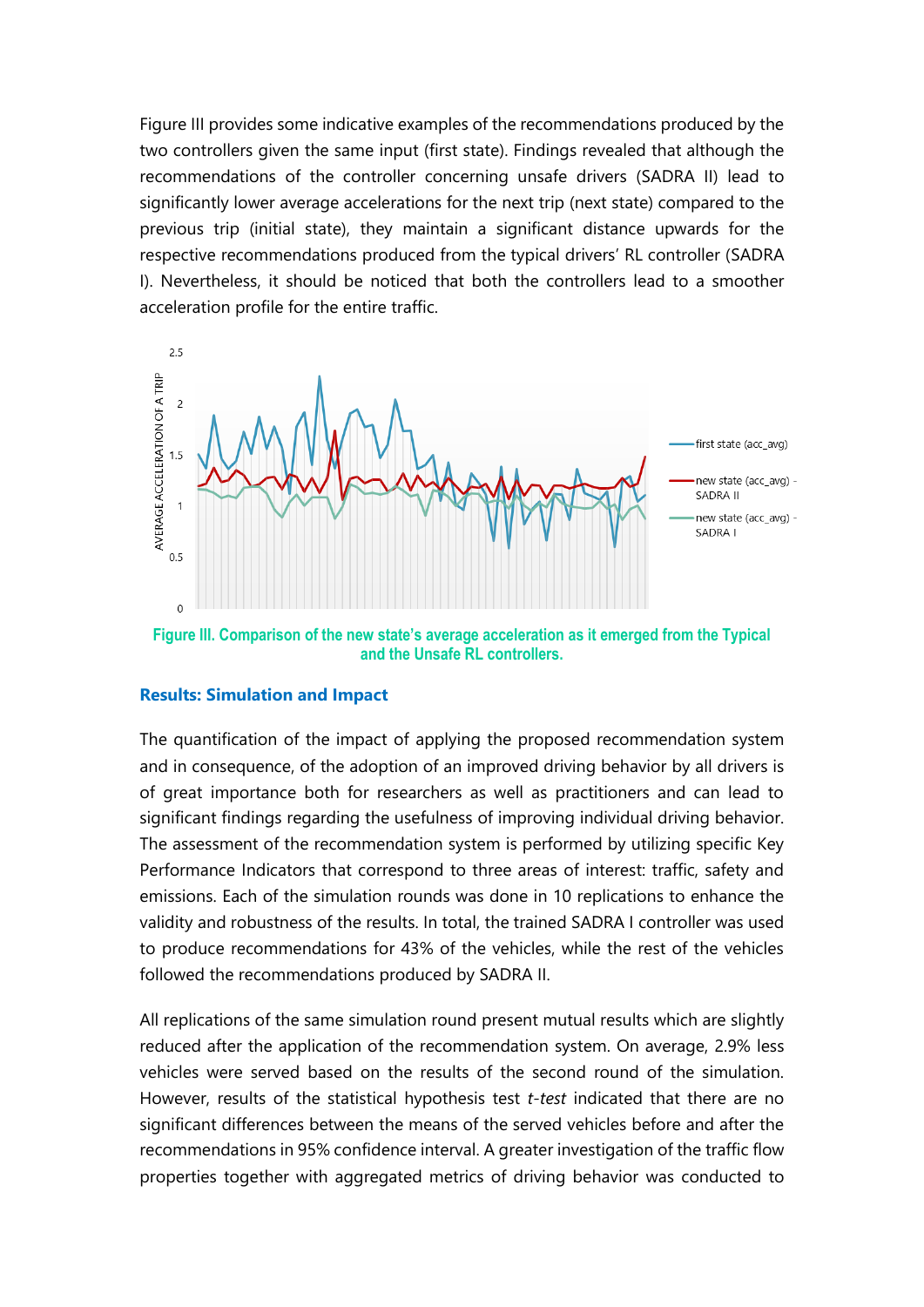Figure III provides some indicative examples of the recommendations produced by the two controllers given the same input (first state). Findings revealed that although the recommendations of the controller concerning unsafe drivers (SADRA II) lead to significantly lower average accelerations for the next trip (next state) compared to the previous trip (initial state), they maintain a significant distance upwards for the respective recommendations produced from the typical drivers' RL controller (SADRA I). Nevertheless, it should be noticed that both the controllers lead to a smoother acceleration profile for the entire traffic.

**Figure III. Comparison of the new state's average acceleration as it emerged from the Typical and the Unsafe RL controllers.**

## Results: Simulation and Impact

The quantification of the impact of applying the proposed recommendation system and in consequence, of the adoption of an improved driving behavior by all drivers is of great importance both for researchers as well as practitioners and can lead to significant findings regarding the usefulness of improving individual driving behavior. The assessment of the recommendation system is performed by utilizing specific Key Performance Indicators that correspond to three areas of interest: traffic, safety and emissions. Each of the simulation rounds was done in 10 replications to enhance the validity and robustness of the results. In total, the trained SADRA I controller was used to produce recommendations for 43% of the vehicles, while the rest of the vehicles followed the recommendations produced by SADRA II.

All replications of the same simulation round present mutual results which are slightly reduced after the application of the recommendation system. On average, 2.9% less vehicles were served based on the results of the second round of the simulation. However, results of the statistical hypothesis test *t-test* indicated that there are no significant differences between the means of the served vehicles before and after the recommendations in 95% confidence interval. A greater investigation of the traffic flow properties together with aggregated metrics of driving behavior was conducted to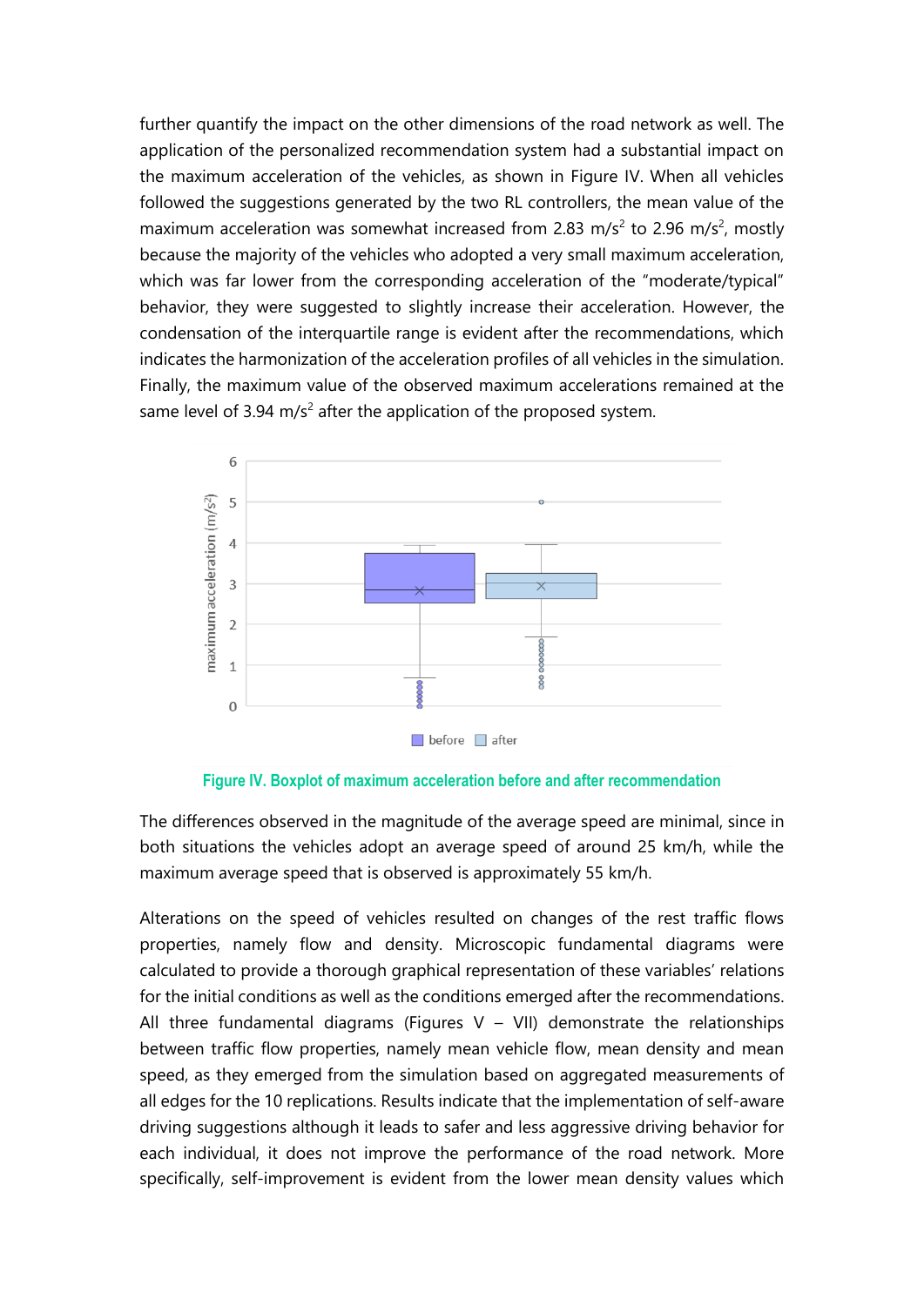further quantify the impact on the other dimensions of the road network as well. The application of the personalized recommendation system had a substantial impact on the maximum acceleration of the vehicles, as shown in Figure IV. When all vehicles followed the suggestions generated by the two RL controllers, the mean value of the maximum acceleration was somewhat increased from 2.83 $m/s^2$ to 2.96 $m/s^2$, mostly because the majority of the vehicles who adopted a very small maximum acceleration, which was far lower from the corresponding acceleration of the "moderate/typical" behavior, they were suggested to slightly increase their acceleration. However, the condensation of the interquartile range is evident after the recommendations, which indicates the harmonization of the acceleration profiles of all vehicles in the simulation. Finally, the maximum value of the observed maximum accelerations remained at the same level of 3.94 $m/s^2$ after the application of the proposed system.

Figure IV. Boxplot of maximum acceleration before and after recommendation

The differences observed in the magnitude of the average speed are minimal, since in both situations the vehicles adopt an average speed of around 25 km/h, while the maximum average speed that is observed is approximately 55 km/h.

Alterations on the speed of vehicles resulted on changes of the rest traffic flows properties, namely flow and density. Microscopic fundamental diagrams were calculated to provide a thorough graphical representation of these variables' relations for the initial conditions as well as the conditions emerged after the recommendations. All three fundamental diagrams (Figures V – VII) demonstrate the relationships between traffic flow properties, namely mean vehicle flow, mean density and mean speed, as they emerged from the simulation based on aggregated measurements of all edges for the 10 replications. Results indicate that the implementation of self-aware driving suggestions although it leads to safer and less aggressive driving behavior for each individual, it does not improve the performance of the road network. More specifically, self-improvement is evident from the lower mean density values which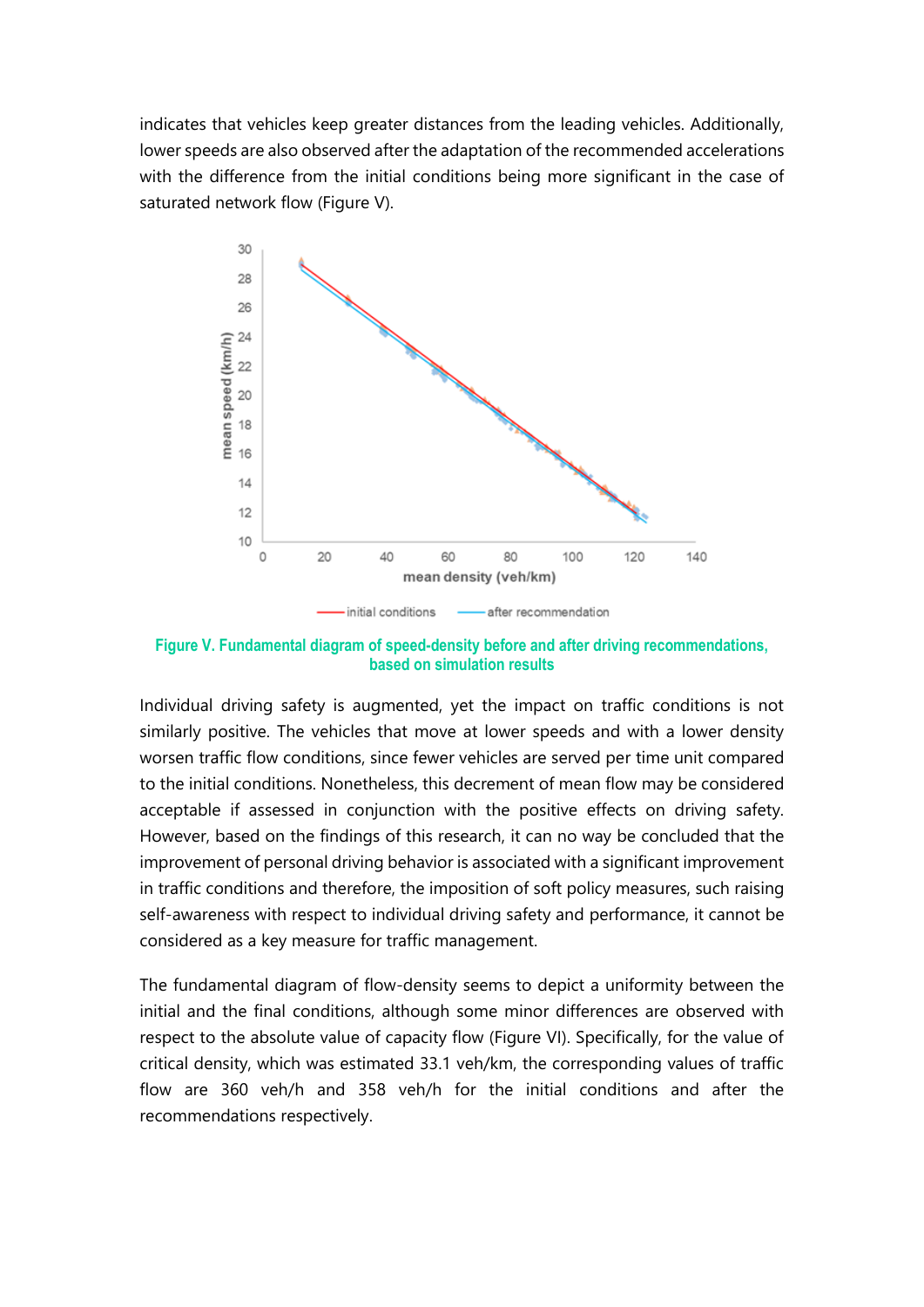indicates that vehicles keep greater distances from the leading vehicles. Additionally, lower speeds are also observed after the adaptation of the recommended accelerations with the difference from the initial conditions being more significant in the case of saturated network flow (Figure V).

**Figure V. Fundamental diagram of speed-density before and after driving recommendations, based on simulation results**

Individual driving safety is augmented, yet the impact on traffic conditions is not similarly positive. The vehicles that move at lower speeds and with a lower density worsen traffic flow conditions, since fewer vehicles are served per time unit compared to the initial conditions. Nonetheless, this decrement of mean flow may be considered acceptable if assessed in conjunction with the positive effects on driving safety. However, based on the findings of this research, it can no way be concluded that the improvement of personal driving behavior is associated with a significant improvement in traffic conditions and therefore, the imposition of soft policy measures, such raising self-awareness with respect to individual driving safety and performance, it cannot be considered as a key measure for traffic management.

The fundamental diagram of flow-density seems to depict a uniformity between the initial and the final conditions, although some minor differences are observed with respect to the absolute value of capacity flow (Figure VI). Specifically, for the value of critical density, which was estimated 33.1 veh/km, the corresponding values of traffic flow are 360 veh/h and 358 veh/h for the initial conditions and after the recommendations respectively.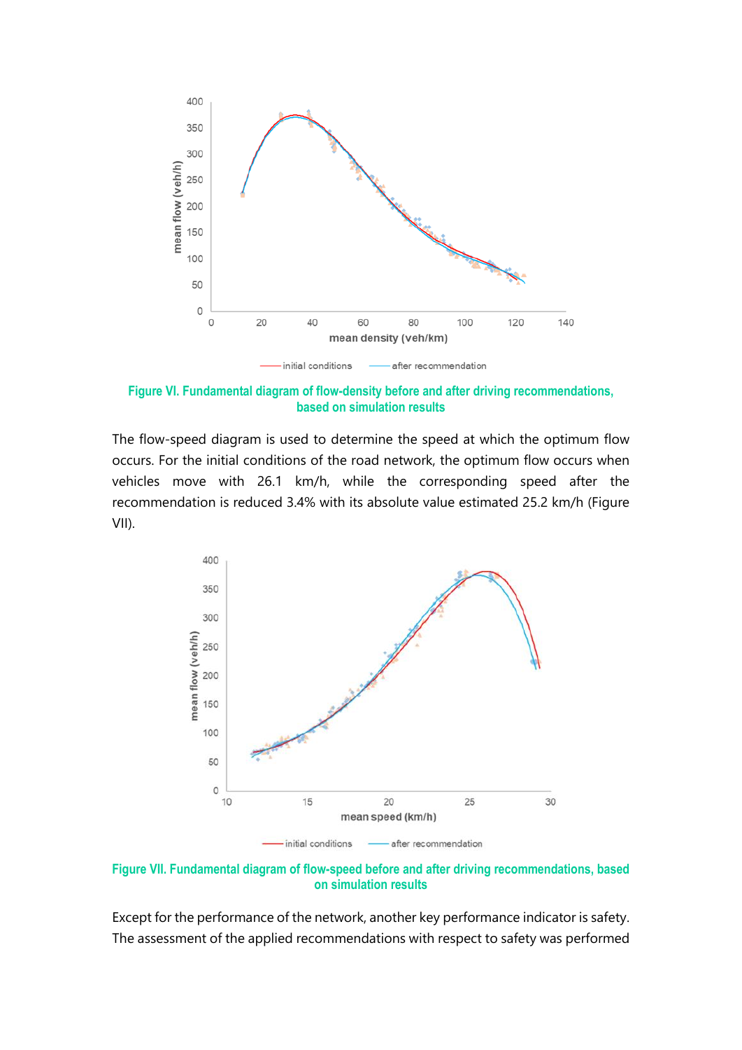Figure VI. Fundamental diagram of flow-density before and after driving recommendations, based on simulation results

The flow-speed diagram is used to determine the speed at which the optimum flow occurs. For the initial conditions of the road network, the optimum flow occurs when vehicles move with 26.1 km/h, while the corresponding speed after the recommendation is reduced 3.4% with its absolute value estimated 25.2 km/h (Figure VII).

Figure VII. Fundamental diagram of flow-speed before and after driving recommendations, based on simulation results

Except for the performance of the network, another key performance indicator is safety. The assessment of the applied recommendations with respect to safety was performed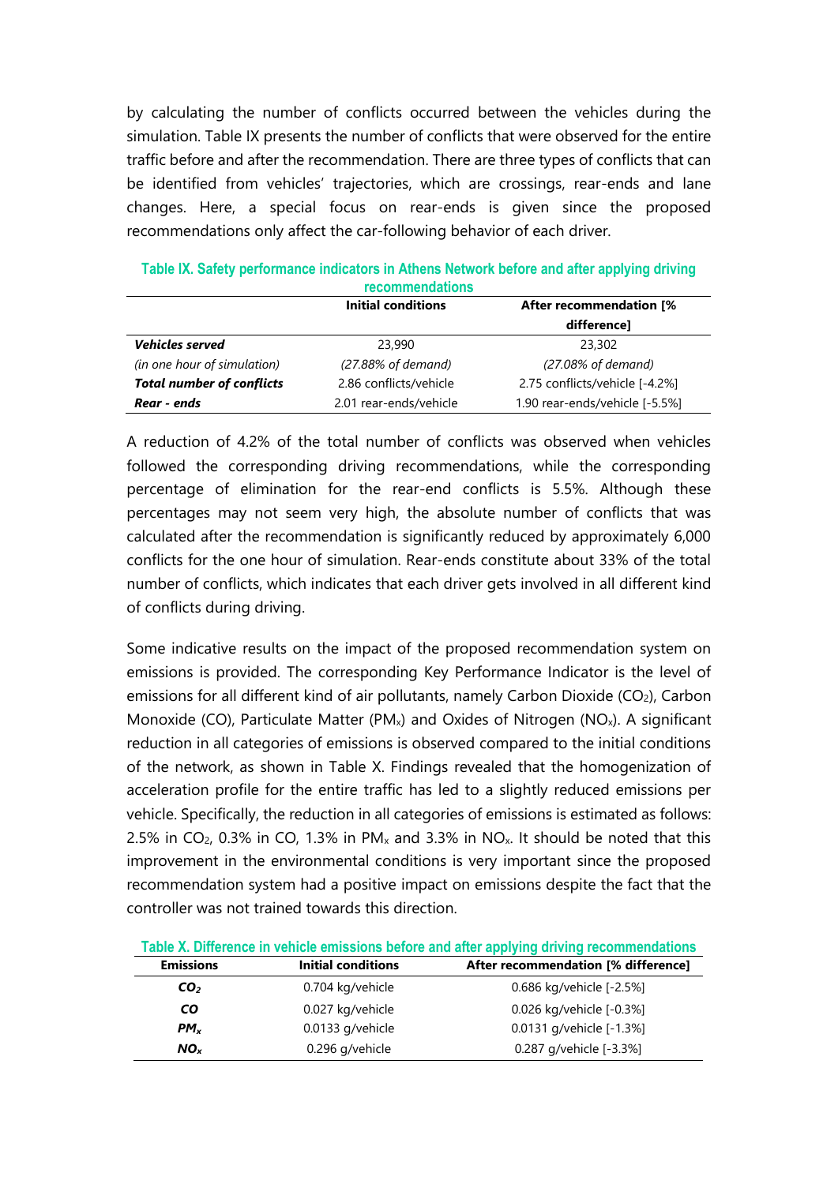by calculating the number of conflicts occurred between the vehicles during the simulation. Table IX presents the number of conflicts that were observed for the entire traffic before and after the recommendation. There are three types of conflicts that can be identified from vehicles' trajectories, which are crossings, rear-ends and lane changes. Here, a special focus on rear-ends is given since the proposed recommendations only affect the car-following behavior of each driver.

**Table IX. Safety performance indicators in Athens Network before and after applying driving recommendations**

| | Initial conditions | After recommendation [% difference] |
|---|---|---|
| ***Vehicles served*** | 23,990 | 23,302 |
| *(in one hour of simulation)* | *(27.88% of demand)* | *(27.08% of demand)* |
| ***Total number of conflicts*** | 2.86 conflicts/vehicle | 2.75 conflicts/vehicle [-4.2%] |
| ***Rear - ends*** | 2.01 rear-ends/vehicle | 1.90 rear-ends/vehicle [-5.5%] |

A reduction of 4.2% of the total number of conflicts was observed when vehicles followed the corresponding driving recommendations, while the corresponding percentage of elimination for the rear-end conflicts is 5.5%. Although these percentages may not seem very high, the absolute number of conflicts that was calculated after the recommendation is significantly reduced by approximately 6,000 conflicts for the one hour of simulation. Rear-ends constitute about 33% of the total number of conflicts, which indicates that each driver gets involved in all different kind of conflicts during driving.

Some indicative results on the impact of the proposed recommendation system on emissions is provided. The corresponding Key Performance Indicator is the level of emissions for all different kind of air pollutants, namely Carbon Dioxide ($CO_2$), Carbon Monoxide (CO), Particulate Matter ($PM_x$) and Oxides of Nitrogen ($NO_x$). A significant reduction in all categories of emissions is observed compared to the initial conditions of the network, as shown in Table X. Findings revealed that the homogenization of acceleration profile for the entire traffic has led to a slightly reduced emissions per vehicle. Specifically, the reduction in all categories of emissions is estimated as follows: 2.5% in $CO_2$, 0.3% in CO, 1.3% in $PM_x$ and 3.3% in $NO_x$. It should be noted that this improvement in the environmental conditions is very important since the proposed recommendation system had a positive impact on emissions despite the fact that the controller was not trained towards this direction.

**Table X. Difference in vehicle emissions before and after applying driving recommendations**

| Emissions | Initial conditions | After recommendation [% difference] |
|---|---|---|
| $CO_2$ | 0.704 kg/vehicle | 0.686 kg/vehicle [-2.5%] |
| ***CO*** | 0.027 kg/vehicle | 0.026 kg/vehicle [-0.3%] |
| $PM_x$ | 0.0133 g/vehicle | 0.0131 g/vehicle [-1.3%] |
| $NO_x$ | 0.296 g/vehicle | 0.287 g/vehicle [-3.3%] |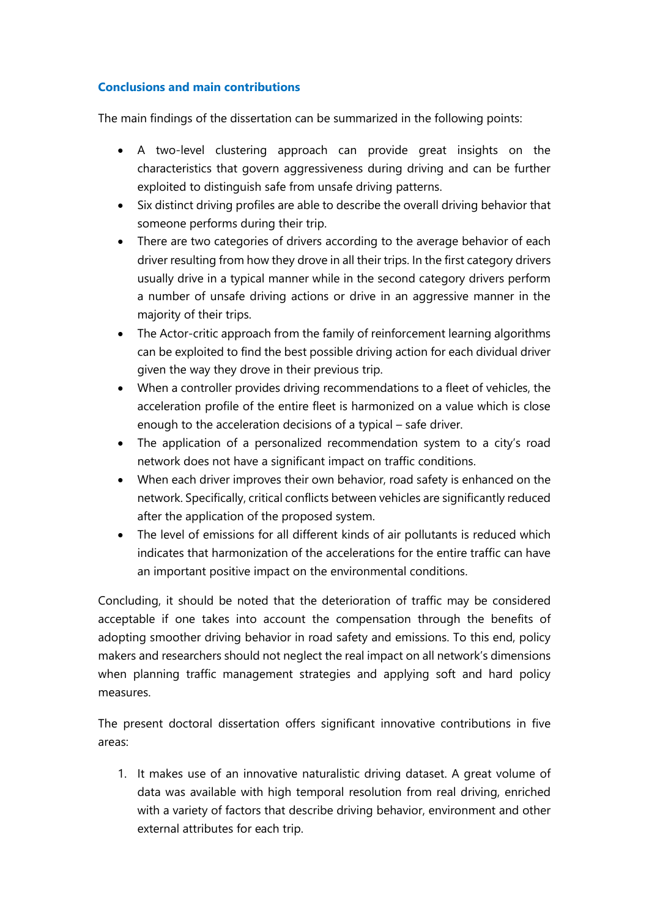## Conclusions and main contributions

The main findings of the dissertation can be summarized in the following points:

- A two-level clustering approach can provide great insights on the characteristics that govern aggressiveness during driving and can be further exploited to distinguish safe from unsafe driving patterns.
- Six distinct driving profiles are able to describe the overall driving behavior that someone performs during their trip.
- There are two categories of drivers according to the average behavior of each driver resulting from how they drove in all their trips. In the first category drivers usually drive in a typical manner while in the second category drivers perform a number of unsafe driving actions or drive in an aggressive manner in the majority of their trips.
- The Actor-critic approach from the family of reinforcement learning algorithms can be exploited to find the best possible driving action for each dividual driver given the way they drove in their previous trip.
- When a controller provides driving recommendations to a fleet of vehicles, the acceleration profile of the entire fleet is harmonized on a value which is close enough to the acceleration decisions of a typical – safe driver.
- The application of a personalized recommendation system to a city's road network does not have a significant impact on traffic conditions.
- When each driver improves their own behavior, road safety is enhanced on the network. Specifically, critical conflicts between vehicles are significantly reduced after the application of the proposed system.
- The level of emissions for all different kinds of air pollutants is reduced which indicates that harmonization of the accelerations for the entire traffic can have an important positive impact on the environmental conditions.

Concluding, it should be noted that the deterioration of traffic may be considered acceptable if one takes into account the compensation through the benefits of adopting smoother driving behavior in road safety and emissions. To this end, policy makers and researchers should not neglect the real impact on all network's dimensions when planning traffic management strategies and applying soft and hard policy measures.

The present doctoral dissertation offers significant innovative contributions in five areas:

1. It makes use of an innovative naturalistic driving dataset. A great volume of data was available with high temporal resolution from real driving, enriched with a variety of factors that describe driving behavior, environment and other external attributes for each trip.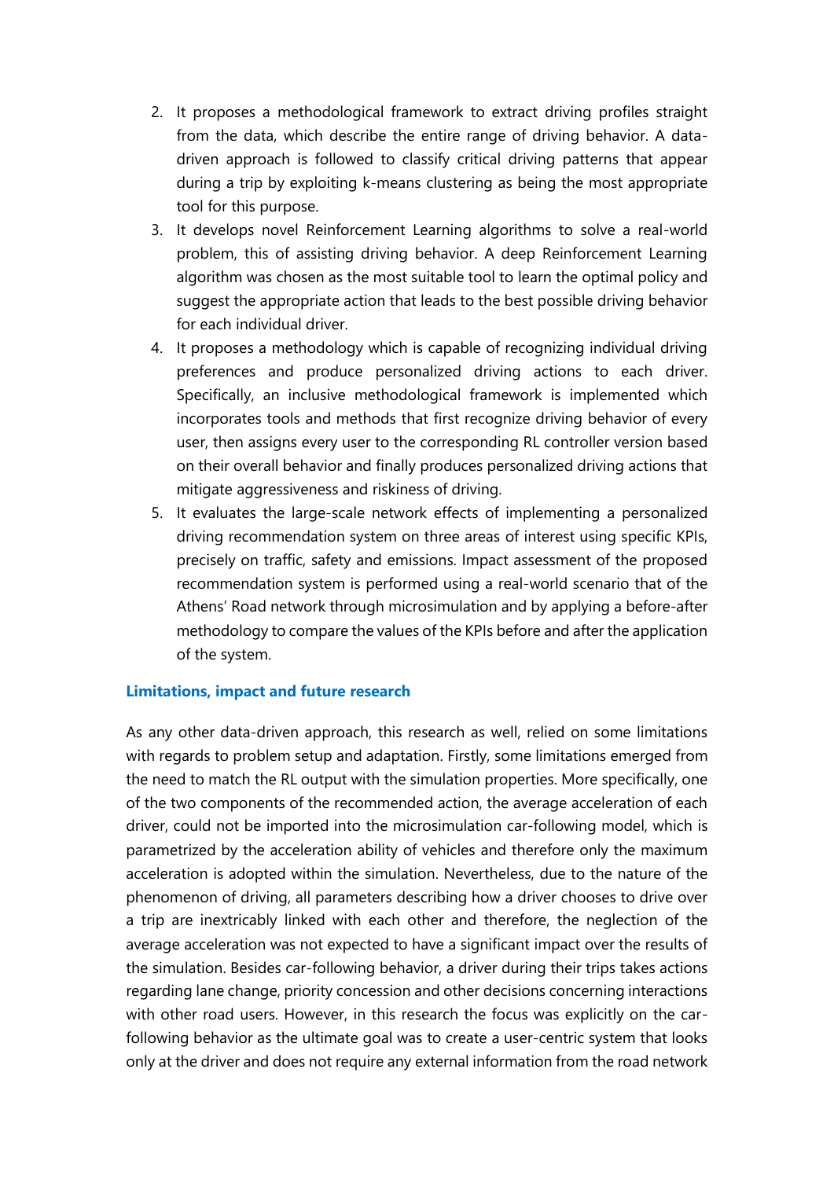2. It proposes a methodological framework to extract driving profiles straight from the data, which describe the entire range of driving behavior. A data-driven approach is followed to classify critical driving patterns that appear during a trip by exploiting k-means clustering as being the most appropriate tool for this purpose.
3. It develops novel Reinforcement Learning algorithms to solve a real-world problem, this of assisting driving behavior. A deep Reinforcement Learning algorithm was chosen as the most suitable tool to learn the optimal policy and suggest the appropriate action that leads to the best possible driving behavior for each individual driver.
4. It proposes a methodology which is capable of recognizing individual driving preferences and produce personalized driving actions to each driver. Specifically, an inclusive methodological framework is implemented which incorporates tools and methods that first recognize driving behavior of every user, then assigns every user to the corresponding RL controller version based on their overall behavior and finally produces personalized driving actions that mitigate aggressiveness and riskiness of driving.
5. It evaluates the large-scale network effects of implementing a personalized driving recommendation system on three areas of interest using specific KPIs, precisely on traffic, safety and emissions. Impact assessment of the proposed recommendation system is performed using a real-world scenario that of the Athens' Road network through microsimulation and by applying a before-after methodology to compare the values of the KPIs before and after the application of the system.

### Limitations, impact and future research

As any other data-driven approach, this research as well, relied on some limitations with regards to problem setup and adaptation. Firstly, some limitations emerged from the need to match the RL output with the simulation properties. More specifically, one of the two components of the recommended action, the average acceleration of each driver, could not be imported into the microsimulation car-following model, which is parametrized by the acceleration ability of vehicles and therefore only the maximum acceleration is adopted within the simulation. Nevertheless, due to the nature of the phenomenon of driving, all parameters describing how a driver chooses to drive over a trip are inextricably linked with each other and therefore, the neglection of the average acceleration was not expected to have a significant impact over the results of the simulation. Besides car-following behavior, a driver during their trips takes actions regarding lane change, priority concession and other decisions concerning interactions with other road users. However, in this research the focus was explicitly on the car-following behavior as the ultimate goal was to create a user-centric system that looks only at the driver and does not require any external information from the road network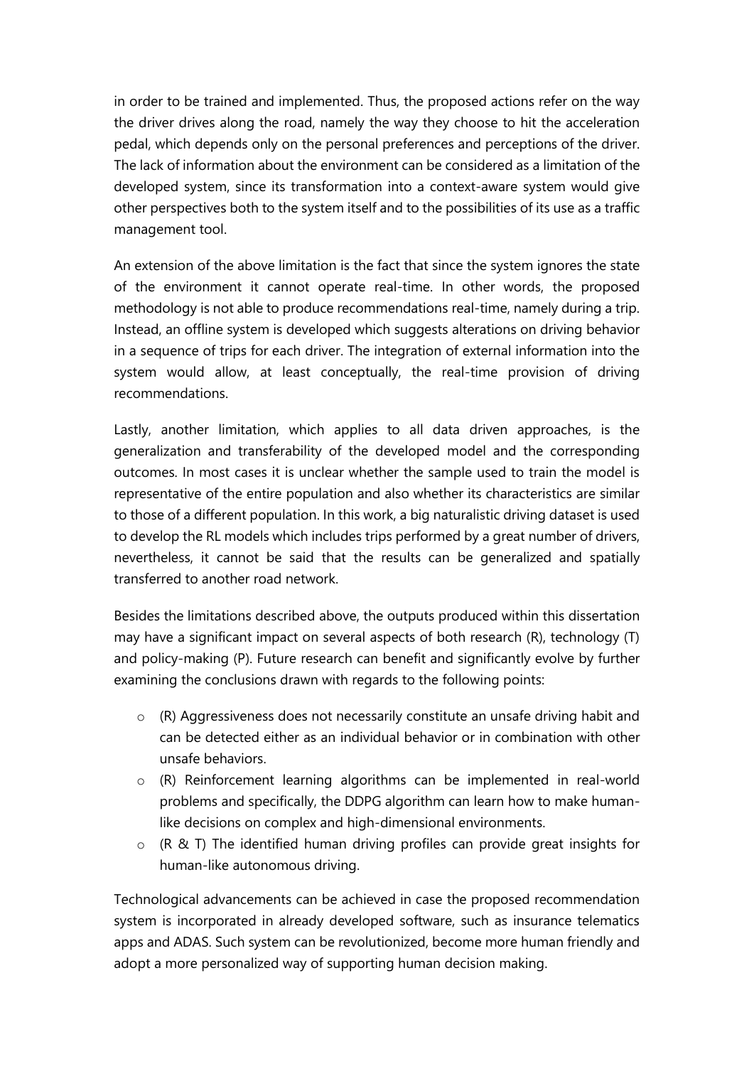in order to be trained and implemented. Thus, the proposed actions refer on the way the driver drives along the road, namely the way they choose to hit the acceleration pedal, which depends only on the personal preferences and perceptions of the driver. The lack of information about the environment can be considered as a limitation of the developed system, since its transformation into a context-aware system would give other perspectives both to the system itself and to the possibilities of its use as a traffic management tool.

An extension of the above limitation is the fact that since the system ignores the state of the environment it cannot operate real-time. In other words, the proposed methodology is not able to produce recommendations real-time, namely during a trip. Instead, an offline system is developed which suggests alterations on driving behavior in a sequence of trips for each driver. The integration of external information into the system would allow, at least conceptually, the real-time provision of driving recommendations.

Lastly, another limitation, which applies to all data driven approaches, is the generalization and transferability of the developed model and the corresponding outcomes. In most cases it is unclear whether the sample used to train the model is representative of the entire population and also whether its characteristics are similar to those of a different population. In this work, a big naturalistic driving dataset is used to develop the RL models which includes trips performed by a great number of drivers, nevertheless, it cannot be said that the results can be generalized and spatially transferred to another road network.

Besides the limitations described above, the outputs produced within this dissertation may have a significant impact on several aspects of both research (R), technology (T) and policy-making (P). Future research can benefit and significantly evolve by further examining the conclusions drawn with regards to the following points:

- (R) Aggressiveness does not necessarily constitute an unsafe driving habit and can be detected either as an individual behavior or in combination with other unsafe behaviors.
- (R) Reinforcement learning algorithms can be implemented in real-world problems and specifically, the DDPG algorithm can learn how to make human-like decisions on complex and high-dimensional environments.
- (R & T) The identified human driving profiles can provide great insights for human-like autonomous driving.

Technological advancements can be achieved in case the proposed recommendation system is incorporated in already developed software, such as insurance telematics apps and ADAS. Such system can be revolutionized, become more human friendly and adopt a more personalized way of supporting human decision making.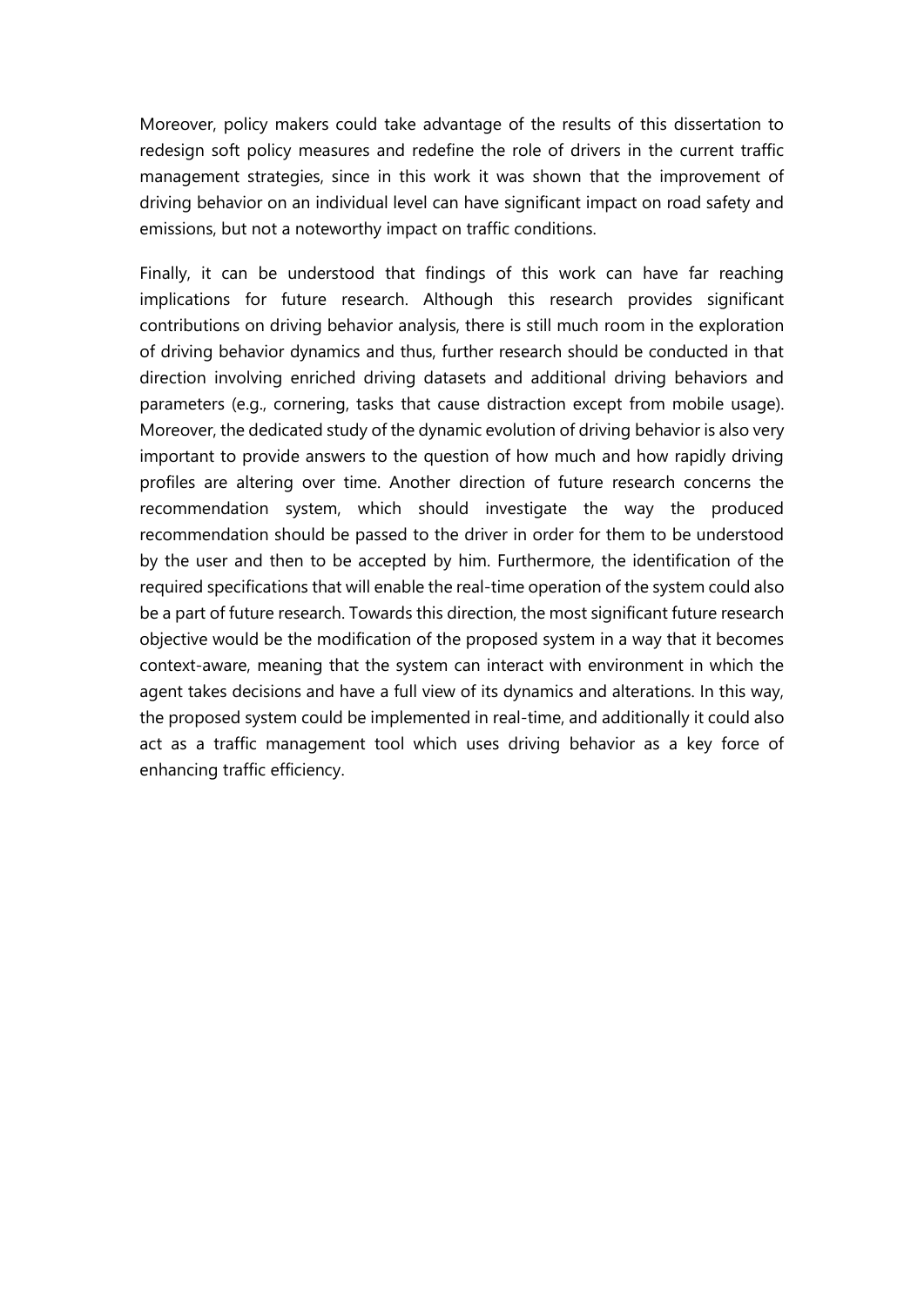Moreover, policy makers could take advantage of the results of this dissertation to redesign soft policy measures and redefine the role of drivers in the current traffic management strategies, since in this work it was shown that the improvement of driving behavior on an individual level can have significant impact on road safety and emissions, but not a noteworthy impact on traffic conditions.

Finally, it can be understood that findings of this work can have far reaching implications for future research. Although this research provides significant contributions on driving behavior analysis, there is still much room in the exploration of driving behavior dynamics and thus, further research should be conducted in that direction involving enriched driving datasets and additional driving behaviors and parameters (e.g., cornering, tasks that cause distraction except from mobile usage). Moreover, the dedicated study of the dynamic evolution of driving behavior is also very important to provide answers to the question of how much and how rapidly driving profiles are altering over time. Another direction of future research concerns the recommendation system, which should investigate the way the produced recommendation should be passed to the driver in order for them to be understood by the user and then to be accepted by him. Furthermore, the identification of the required specifications that will enable the real-time operation of the system could also be a part of future research. Towards this direction, the most significant future research objective would be the modification of the proposed system in a way that it becomes context-aware, meaning that the system can interact with environment in which the agent takes decisions and have a full view of its dynamics and alterations. In this way, the proposed system could be implemented in real-time, and additionally it could also act as a traffic management tool which uses driving behavior as a key force of enhancing traffic efficiency.